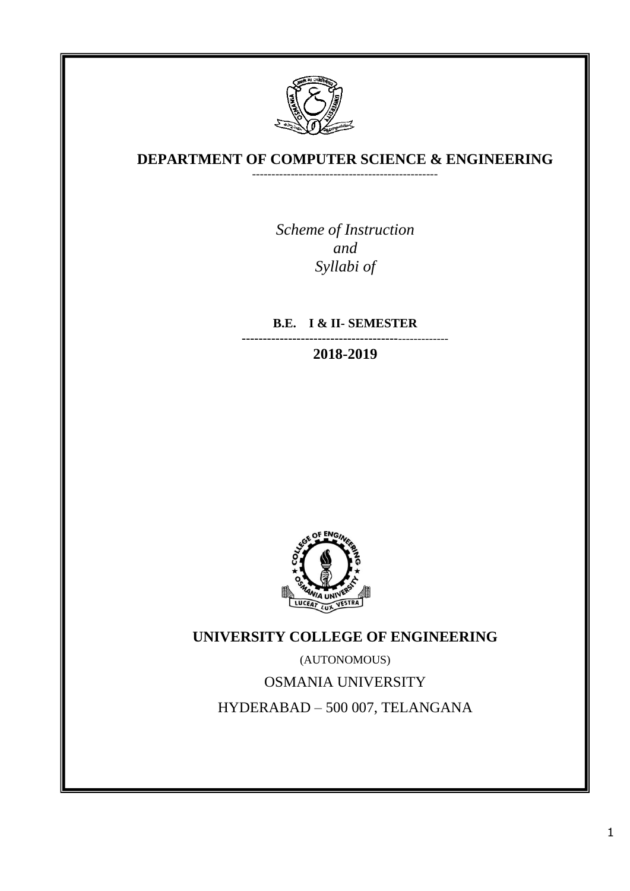# DEPARTMENT OF COMPUTER SCIENCE & ENGINEERING

*Scheme of Instruction*
*and*
*Syllabi of*

**B.E. I & II- SEMESTER**

**2018-2019**

**UNIVERSITY COLLEGE OF ENGINEERING**

(AUTONOMOUS)

OSMANIA UNIVERSITY

HYDERABAD – 500 007, TELANGANA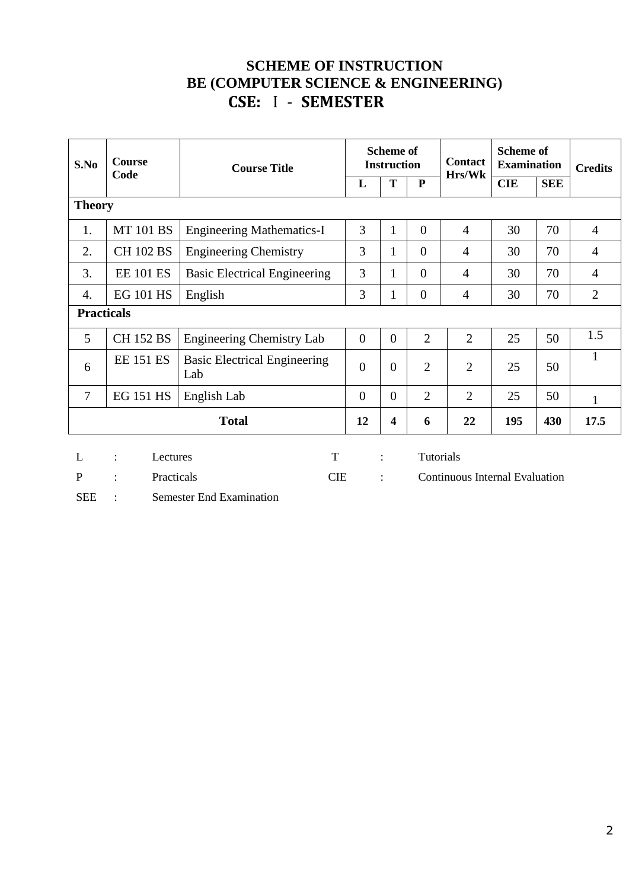# SCHEME OF INSTRUCTION
## BE (COMPUTER SCIENCE & ENGINEERING)
## CSE: I - SEMESTER

| S.No | Course Code | Course Title | Scheme of Instruction | | | Contact Hrs/Wk | Scheme of Examination | | Credits |
|---|---|---|---|---|---|---|---|---|---|
| | | | L | T | P | | CIE | SEE | |
| **Theory** | | | | | | | | | |
| 1. | MT 101 BS | Engineering Mathematics-I | 3 | 1 | 0 | 4 | 30 | 70 | 4 |
| 2. | CH 102 BS | Engineering Chemistry | 3 | 1 | 0 | 4 | 30 | 70 | 4 |
| 3. | EE 101 ES | Basic Electrical Engineering | 3 | 1 | 0 | 4 | 30 | 70 | 4 |
| 4. | EG 101 HS | English | 3 | 1 | 0 | 4 | 30 | 70 | 2 |
| **Practicals** | | | | | | | | | |
| 5 | CH 152 BS | Engineering Chemistry Lab | 0 | 0 | 2 | 2 | 25 | 50 | 1.5 |
| 6 | EE 151 ES | Basic Electrical Engineering Lab | 0 | 0 | 2 | 2 | 25 | 50 | 1 |
| 7 | EG 151 HS | English Lab | 0 | 0 | 2 | 2 | 25 | 50 | 1 |
| **Total** | | | **12** | **4** | **6** | **22** | **195** | **430** | **17.5** |

L : Lectures  
T : Tutorials  
P : Practicals  
CIE : Continuous Internal Evaluation  
SEE : Semester End Examination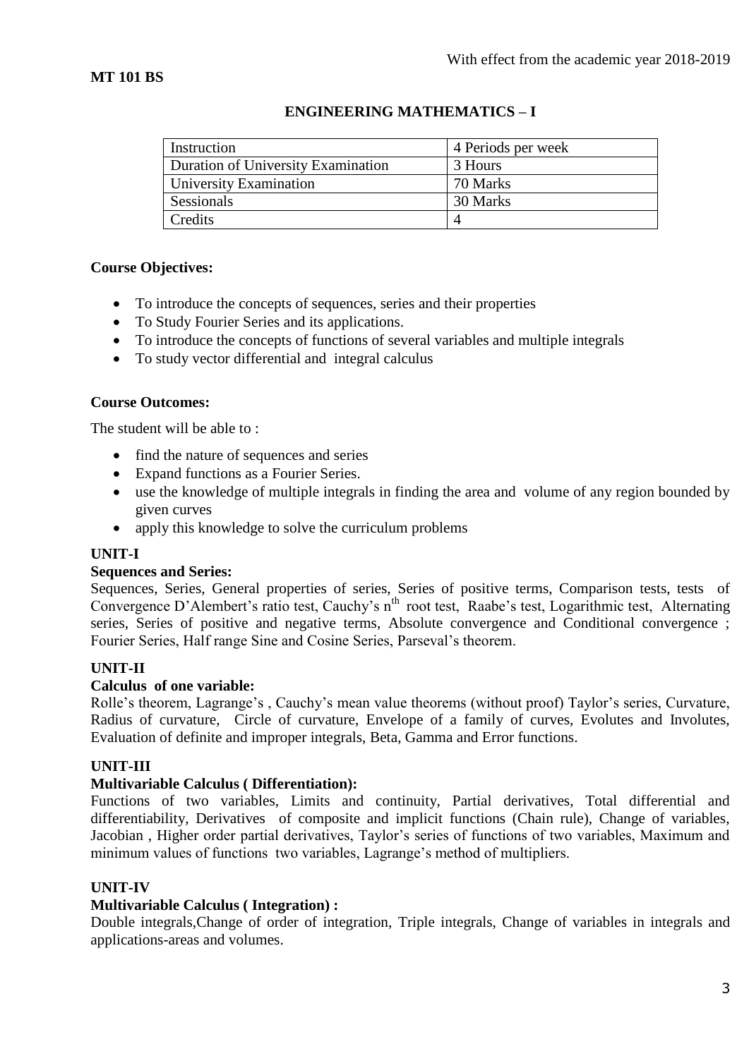With effect from the academic year 2018-2019

**MT 101 BS**

## ENGINEERING MATHEMATICS – I

| Instruction | 4 Periods per week |
|---|---|
| Duration of University Examination | 3 Hours |
| University Examination | 70 Marks |
| Sessionals | 30 Marks |
| Credits | 4 |

**Course Objectives:**

- To introduce the concepts of sequences, series and their properties
- To Study Fourier Series and its applications.
- To introduce the concepts of functions of several variables and multiple integrals
- To study vector differential and integral calculus

**Course Outcomes:**

The student will be able to :

- find the nature of sequences and series
- Expand functions as a Fourier Series.
- use the knowledge of multiple integrals in finding the area and volume of any region bounded by given curves
- apply this knowledge to solve the curriculum problems

**UNIT-I**

**Sequences and Series:**

Sequences, Series, General properties of series, Series of positive terms, Comparison tests, tests of Convergence D'Alembert's ratio test, Cauchy's $n^{th}$ root test, Raabe's test, Logarithmic test, Alternating series, Series of positive and negative terms, Absolute convergence and Conditional convergence ; Fourier Series, Half range Sine and Cosine Series, Parseval's theorem.

**UNIT-II**

**Calculus of one variable:**

Rolle's theorem, Lagrange's , Cauchy's mean value theorems (without proof) Taylor's series, Curvature, Radius of curvature, Circle of curvature, Envelope of a family of curves, Evolutes and Involutes, Evaluation of definite and improper integrals, Beta, Gamma and Error functions.

**UNIT-III**

**Multivariable Calculus ( Differentiation):**

Functions of two variables, Limits and continuity, Partial derivatives, Total differential and differentiability, Derivatives of composite and implicit functions (Chain rule), Change of variables, Jacobian , Higher order partial derivatives, Taylor's series of functions of two variables, Maximum and minimum values of functions two variables, Lagrange's method of multipliers.

**UNIT-IV**

**Multivariable Calculus ( Integration) :**

Double integrals,Change of order of integration, Triple integrals, Change of variables in integrals and applications-areas and volumes.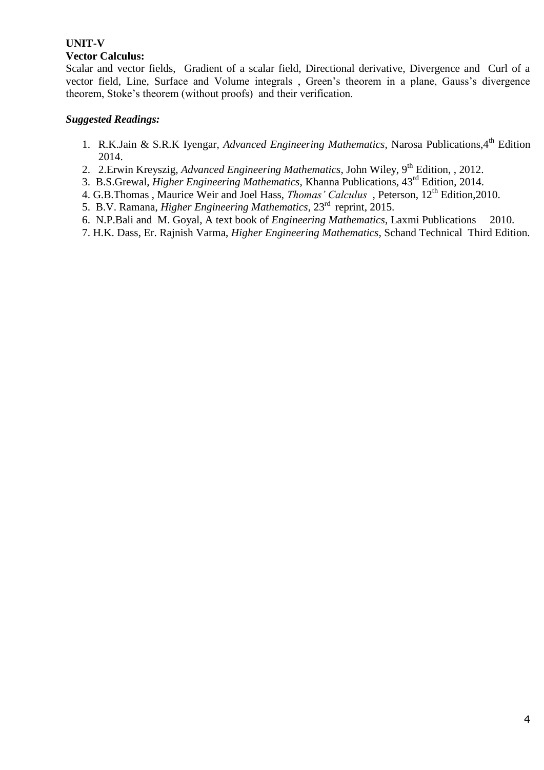**UNIT-V**

**Vector Calculus:**

Scalar and vector fields, Gradient of a scalar field, Directional derivative, Divergence and Curl of a vector field, Line, Surface and Volume integrals , Green's theorem in a plane, Gauss's divergence theorem, Stoke's theorem (without proofs) and their verification.

***Suggested Readings:***

1. R.K.Jain & S.R.K Iyengar, *Advanced Engineering Mathematics*, Narosa Publications,4th Edition 2014.
2. 2.Erwin Kreyszig, *Advanced Engineering Mathematics*, John Wiley, 9th Edition, , 2012.
3. B.S.Grewal, *Higher Engineering Mathematics*, Khanna Publications, 43rd Edition, 2014.
4. G.B.Thomas , Maurice Weir and Joel Hass, *Thomas' Calculus* , Peterson, 12th Edition,2010.
5. B.V. Ramana, *Higher Engineering Mathematics*, 23rd reprint, 2015.
6. N.P.Bali and M. Goyal, A text book of *Engineering Mathematics*, Laxmi Publications 2010.
7. H.K. Dass, Er. Rajnish Varma, *Higher Engineering Mathematics*, Schand Technical Third Edition.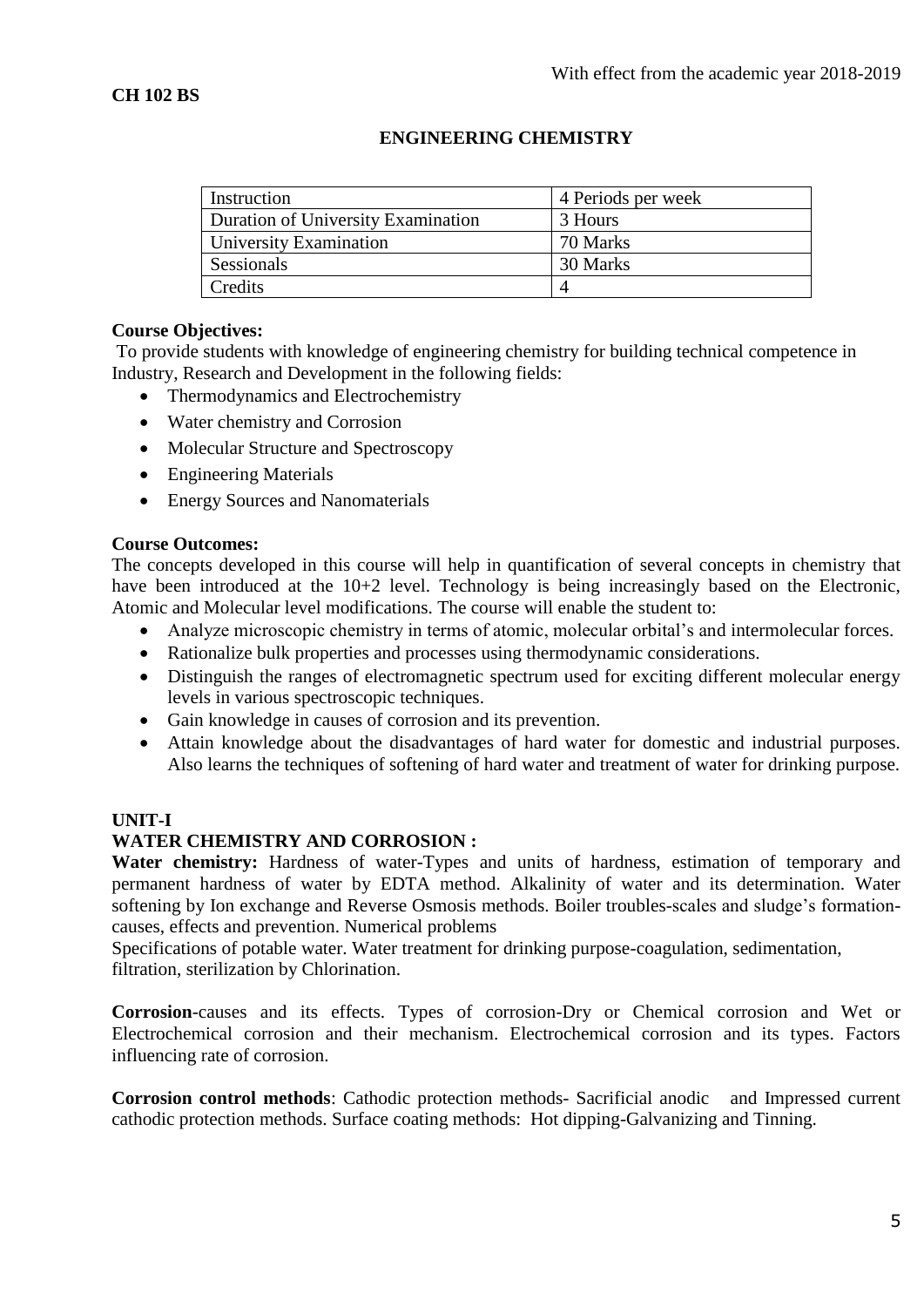With effect from the academic year 2018-2019

**CH 102 BS**

## ENGINEERING CHEMISTRY

| Instruction | 4 Periods per week |
|---|---|
| Duration of University Examination | 3 Hours |
| University Examination | 70 Marks |
| Sessionals | 30 Marks |
| Credits | 4 |

**Course Objectives:**

To provide students with knowledge of engineering chemistry for building technical competence in Industry, Research and Development in the following fields:

- Thermodynamics and Electrochemistry
- Water chemistry and Corrosion
- Molecular Structure and Spectroscopy
- Engineering Materials
- Energy Sources and Nanomaterials

**Course Outcomes:**

The concepts developed in this course will help in quantification of several concepts in chemistry that have been introduced at the 10+2 level. Technology is being increasingly based on the Electronic, Atomic and Molecular level modifications. The course will enable the student to:

- Analyze microscopic chemistry in terms of atomic, molecular orbital's and intermolecular forces.
- Rationalize bulk properties and processes using thermodynamic considerations.
- Distinguish the ranges of electromagnetic spectrum used for exciting different molecular energy levels in various spectroscopic techniques.
- Gain knowledge in causes of corrosion and its prevention.
- Attain knowledge about the disadvantages of hard water for domestic and industrial purposes. Also learns the techniques of softening of hard water and treatment of water for drinking purpose.

**UNIT-I**

**WATER CHEMISTRY AND CORROSION :**

**Water chemistry:** Hardness of water-Types and units of hardness, estimation of temporary and permanent hardness of water by EDTA method. Alkalinity of water and its determination. Water softening by Ion exchange and Reverse Osmosis methods. Boiler troubles-scales and sludge's formation-causes, effects and prevention. Numerical problems

Specifications of potable water. Water treatment for drinking purpose-coagulation, sedimentation, filtration, sterilization by Chlorination.

**Corrosion**-causes and its effects. Types of corrosion-Dry or Chemical corrosion and Wet or Electrochemical corrosion and their mechanism. Electrochemical corrosion and its types. Factors influencing rate of corrosion.

**Corrosion control methods**: Cathodic protection methods- Sacrificial anodic and Impressed current cathodic protection methods. Surface coating methods: Hot dipping-Galvanizing and Tinning.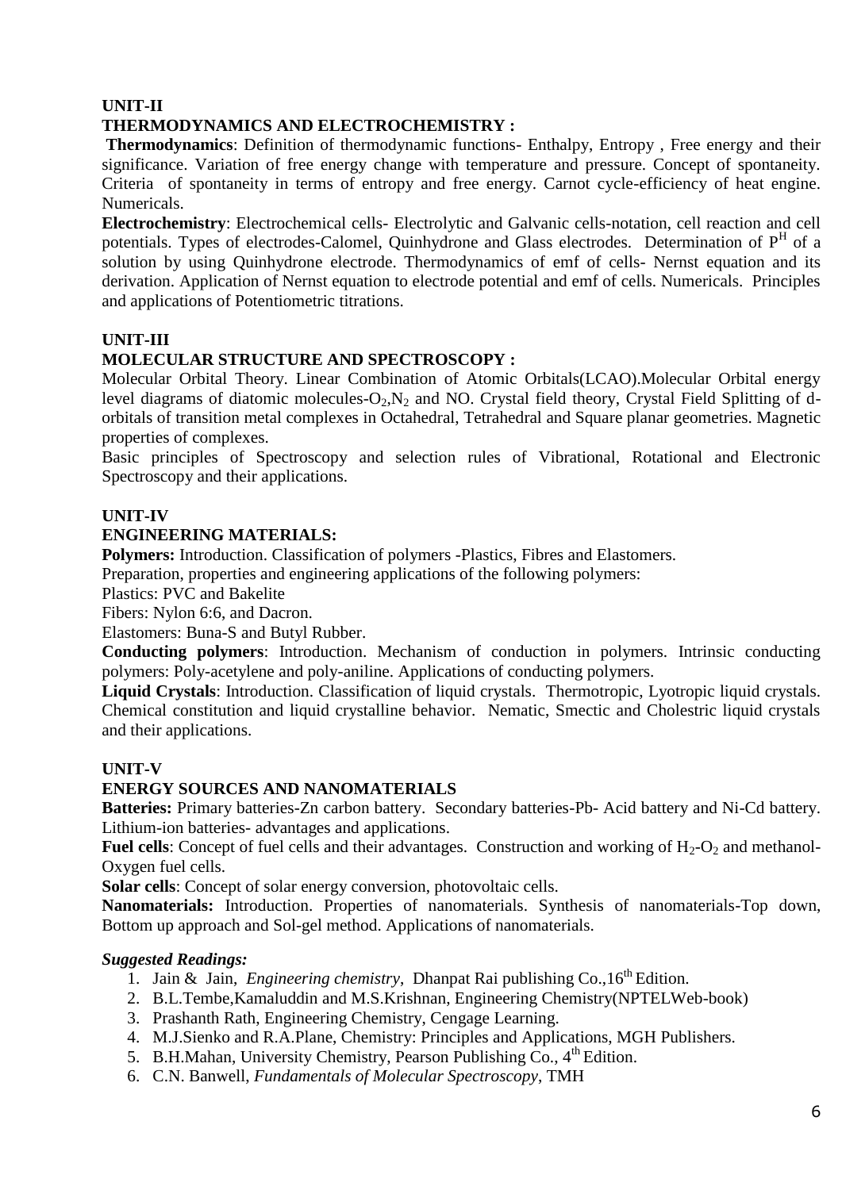**UNIT-II**

**THERMODYNAMICS AND ELECTROCHEMISTRY :**

**Thermodynamics**: Definition of thermodynamic functions- Enthalpy, Entropy , Free energy and their significance. Variation of free energy change with temperature and pressure. Concept of spontaneity. Criteria of spontaneity in terms of entropy and free energy. Carnot cycle-efficiency of heat engine. Numericals.

**Electrochemistry**: Electrochemical cells- Electrolytic and Galvanic cells-notation, cell reaction and cell potentials. Types of electrodes-Calomel, Quinhydrone and Glass electrodes. Determination of $P^H$ of a solution by using Quinhydrone electrode. Thermodynamics of emf of cells- Nernst equation and its derivation. Application of Nernst equation to electrode potential and emf of cells. Numericals. Principles and applications of Potentiometric titrations.

**UNIT-III**

**MOLECULAR STRUCTURE AND SPECTROSCOPY :**

Molecular Orbital Theory. Linear Combination of Atomic Orbitals(LCAO).Molecular Orbital energy level diagrams of diatomic molecules-$O_2$,$N_2$ and NO. Crystal field theory, Crystal Field Splitting of d-orbitals of transition metal complexes in Octahedral, Tetrahedral and Square planar geometries. Magnetic properties of complexes.

Basic principles of Spectroscopy and selection rules of Vibrational, Rotational and Electronic Spectroscopy and their applications.

**UNIT-IV**

**ENGINEERING MATERIALS:**

**Polymers:** Introduction. Classification of polymers -Plastics, Fibres and Elastomers.

Preparation, properties and engineering applications of the following polymers:

Plastics: PVC and Bakelite

Fibers: Nylon 6:6, and Dacron.

Elastomers: Buna-S and Butyl Rubber.

**Conducting polymers**: Introduction. Mechanism of conduction in polymers. Intrinsic conducting polymers: Poly-acetylene and poly-aniline. Applications of conducting polymers.

**Liquid Crystals**: Introduction. Classification of liquid crystals. Thermotropic, Lyotropic liquid crystals. Chemical constitution and liquid crystalline behavior. Nematic, Smectic and Cholestric liquid crystals and their applications.

**UNIT-V**

**ENERGY SOURCES AND NANOMATERIALS**

**Batteries:** Primary batteries-Zn carbon battery. Secondary batteries-Pb- Acid battery and Ni-Cd battery. Lithium-ion batteries- advantages and applications.

**Fuel cells**: Concept of fuel cells and their advantages. Construction and working of $H_2$-$O_2$ and methanol-Oxygen fuel cells.

**Solar cells**: Concept of solar energy conversion, photovoltaic cells.

**Nanomaterials:** Introduction. Properties of nanomaterials. Synthesis of nanomaterials-Top down, Bottom up approach and Sol-gel method. Applications of nanomaterials.

***Suggested Readings:***

1. Jain & Jain, *Engineering chemistry*, Dhanpat Rai publishing Co.,16th Edition.
2. B.L.Tembe,Kamaluddin and M.S.Krishnan, Engineering Chemistry(NPTELWeb-book)
3. Prashanth Rath, Engineering Chemistry, Cengage Learning.
4. M.J.Sienko and R.A.Plane, Chemistry: Principles and Applications, MGH Publishers.
5. B.H.Mahan, University Chemistry, Pearson Publishing Co., 4th Edition.
6. C.N. Banwell, *Fundamentals of Molecular Spectroscopy*, TMH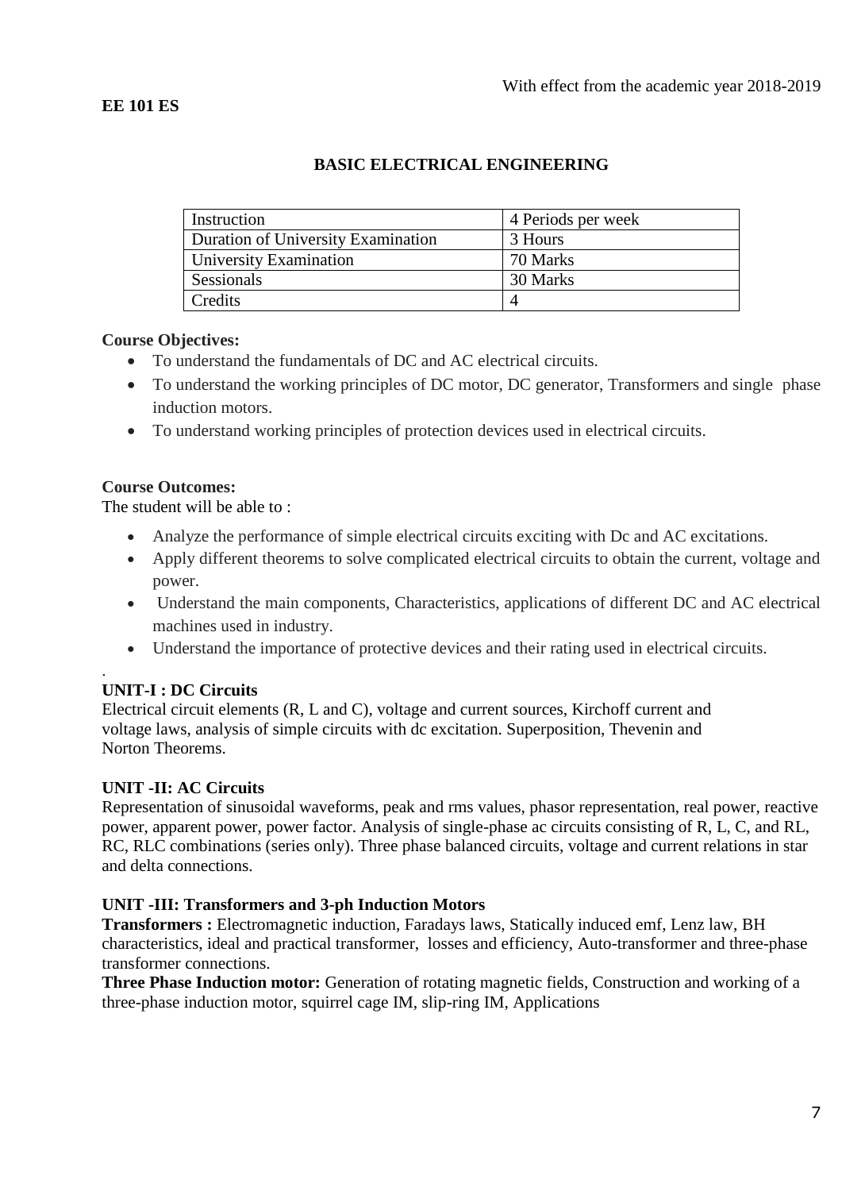With effect from the academic year 2018-2019

**EE 101 ES**

## BASIC ELECTRICAL ENGINEERING

| Instruction | 4 Periods per week |
|---|---|
| Duration of University Examination | 3 Hours |
| University Examination | 70 Marks |
| Sessionals | 30 Marks |
| Credits | 4 |

**Course Objectives:**

- To understand the fundamentals of DC and AC electrical circuits.
- To understand the working principles of DC motor, DC generator, Transformers and single phase induction motors.
- To understand working principles of protection devices used in electrical circuits.

**Course Outcomes:**

The student will be able to :

- Analyze the performance of simple electrical circuits exciting with Dc and AC excitations.
- Apply different theorems to solve complicated electrical circuits to obtain the current, voltage and power.
- Understand the main components, Characteristics, applications of different DC and AC electrical machines used in industry.
- Understand the importance of protective devices and their rating used in electrical circuits.

.

**UNIT-I : DC Circuits**

Electrical circuit elements (R, L and C), voltage and current sources, Kirchoff current and voltage laws, analysis of simple circuits with dc excitation. Superposition, Thevenin and Norton Theorems.

**UNIT -II: AC Circuits**

Representation of sinusoidal waveforms, peak and rms values, phasor representation, real power, reactive power, apparent power, power factor. Analysis of single-phase ac circuits consisting of R, L, C, and RL, RC, RLC combinations (series only). Three phase balanced circuits, voltage and current relations in star and delta connections.

**UNIT -III: Transformers and 3-ph Induction Motors**

**Transformers :** Electromagnetic induction, Faradays laws, Statically induced emf, Lenz law, BH characteristics, ideal and practical transformer, losses and efficiency, Auto-transformer and three-phase transformer connections.

**Three Phase Induction motor:** Generation of rotating magnetic fields, Construction and working of a three-phase induction motor, squirrel cage IM, slip-ring IM, Applications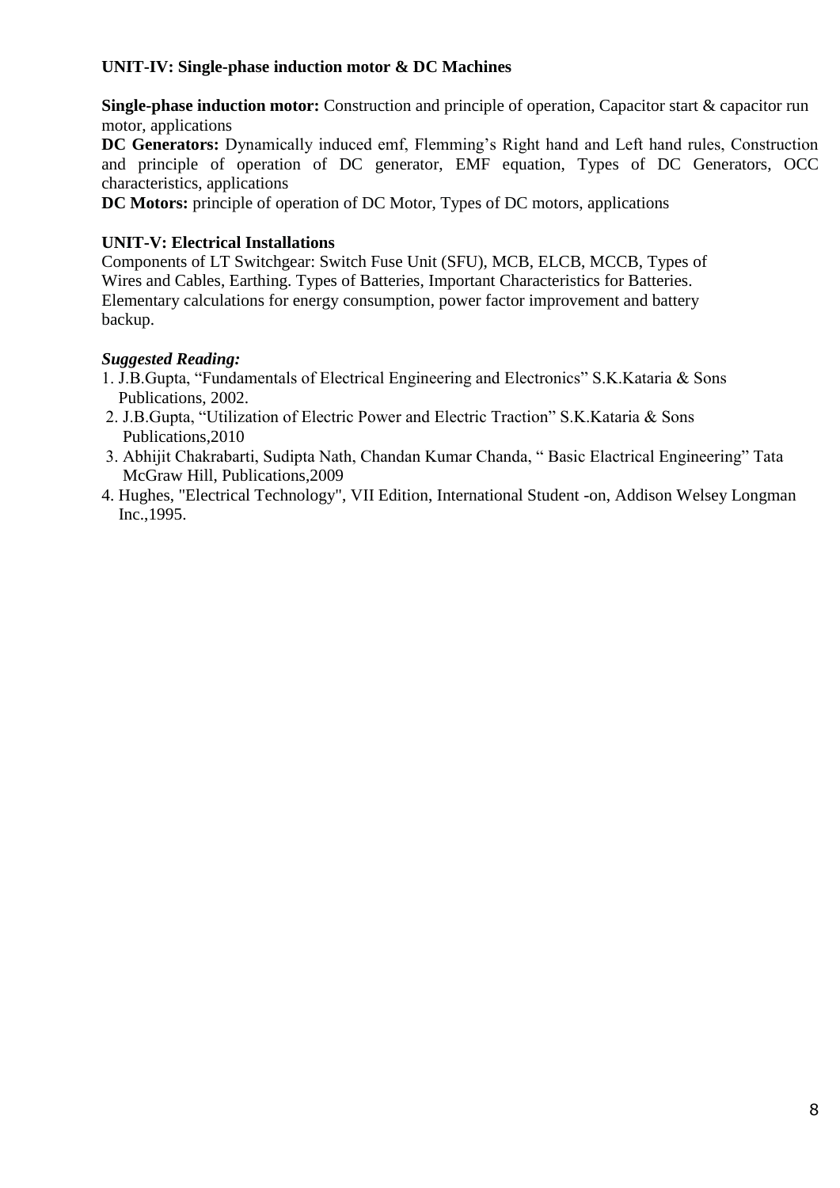**UNIT-IV: Single-phase induction motor & DC Machines**

**Single-phase induction motor:** Construction and principle of operation, Capacitor start & capacitor run motor, applications

**DC Generators:** Dynamically induced emf, Flemming's Right hand and Left hand rules, Construction and principle of operation of DC generator, EMF equation, Types of DC Generators, OCC characteristics, applications

**DC Motors:** principle of operation of DC Motor, Types of DC motors, applications

**UNIT-V: Electrical Installations**

Components of LT Switchgear: Switch Fuse Unit (SFU), MCB, ELCB, MCCB, Types of Wires and Cables, Earthing. Types of Batteries, Important Characteristics for Batteries. Elementary calculations for energy consumption, power factor improvement and battery backup.

***Suggested Reading:***

1. J.B.Gupta, "Fundamentals of Electrical Engineering and Electronics" S.K.Kataria & Sons Publications, 2002.
2. J.B.Gupta, "Utilization of Electric Power and Electric Traction" S.K.Kataria & Sons Publications,2010
3. Abhijit Chakrabarti, Sudipta Nath, Chandan Kumar Chanda, " Basic Elactrical Engineering" Tata McGraw Hill, Publications,2009
4. Hughes, "Electrical Technology", VII Edition, International Student -on, Addison Welsey Longman Inc.,1995.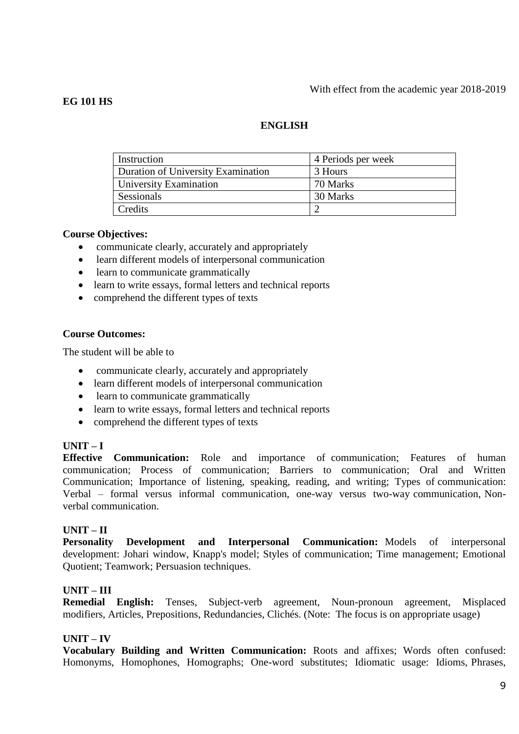With effect from the academic year 2018-2019

**EG 101 HS**

## ENGLISH

| Instruction | 4 Periods per week |
|---|---|
| Duration of University Examination | 3 Hours |
| University Examination | 70 Marks |
| Sessionals | 30 Marks |
| Credits | 2 |

**Course Objectives:**

- communicate clearly, accurately and appropriately
- learn different models of interpersonal communication
- learn to communicate grammatically
- learn to write essays, formal letters and technical reports
- comprehend the different types of texts

**Course Outcomes:**

The student will be able to

- communicate clearly, accurately and appropriately
- learn different models of interpersonal communication
- learn to communicate grammatically
- learn to write essays, formal letters and technical reports
- comprehend the different types of texts

**UNIT – I**

**Effective Communication:** Role and importance of communication; Features of human communication; Process of communication; Barriers to communication; Oral and Written Communication; Importance of listening, speaking, reading, and writing; Types of communication: Verbal – formal versus informal communication, one-way versus two-way communication, Non-verbal communication.

**UNIT – II**

**Personality Development and Interpersonal Communication:** Models of interpersonal development: Johari window, Knapp's model; Styles of communication; Time management; Emotional Quotient; Teamwork; Persuasion techniques.

**UNIT – III**

**Remedial English:** Tenses, Subject-verb agreement, Noun-pronoun agreement, Misplaced modifiers, Articles, Prepositions, Redundancies, Clichés. (Note: The focus is on appropriate usage)

**UNIT – IV**

**Vocabulary Building and Written Communication:** Roots and affixes; Words often confused: Homonyms, Homophones, Homographs; One-word substitutes; Idiomatic usage: Idioms, Phrases,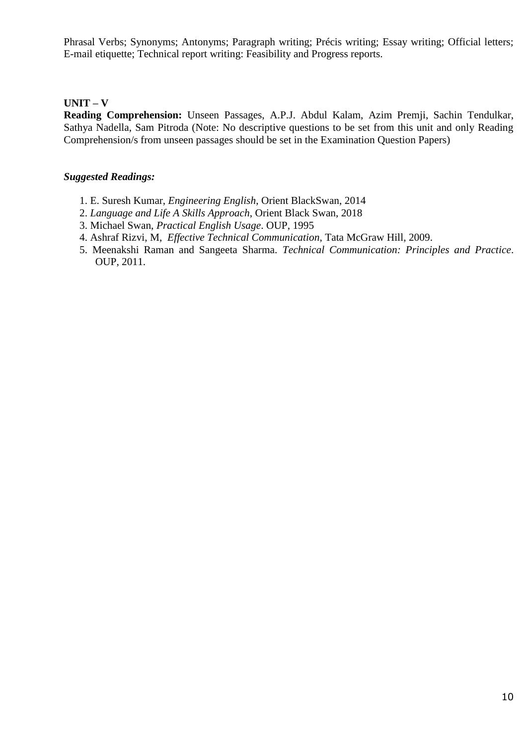Phrasal Verbs; Synonyms; Antonyms; Paragraph writing; Précis writing; Essay writing; Official letters; E-mail etiquette; Technical report writing: Feasibility and Progress reports.

**UNIT – V**

**Reading Comprehension:** Unseen Passages, A.P.J. Abdul Kalam, Azim Premji, Sachin Tendulkar, Sathya Nadella, Sam Pitroda (Note: No descriptive questions to be set from this unit and only Reading Comprehension/s from unseen passages should be set in the Examination Question Papers)

***Suggested Readings:***

1. E. Suresh Kumar, *Engineering English*, Orient BlackSwan, 2014
2. *Language and Life A Skills Approach*, Orient Black Swan, 2018
3. Michael Swan, *Practical English Usage*. OUP, 1995
4. Ashraf Rizvi, M, *Effective Technical Communication*, Tata McGraw Hill, 2009.
5. Meenakshi Raman and Sangeeta Sharma. *Technical Communication: Principles and Practice*. OUP, 2011.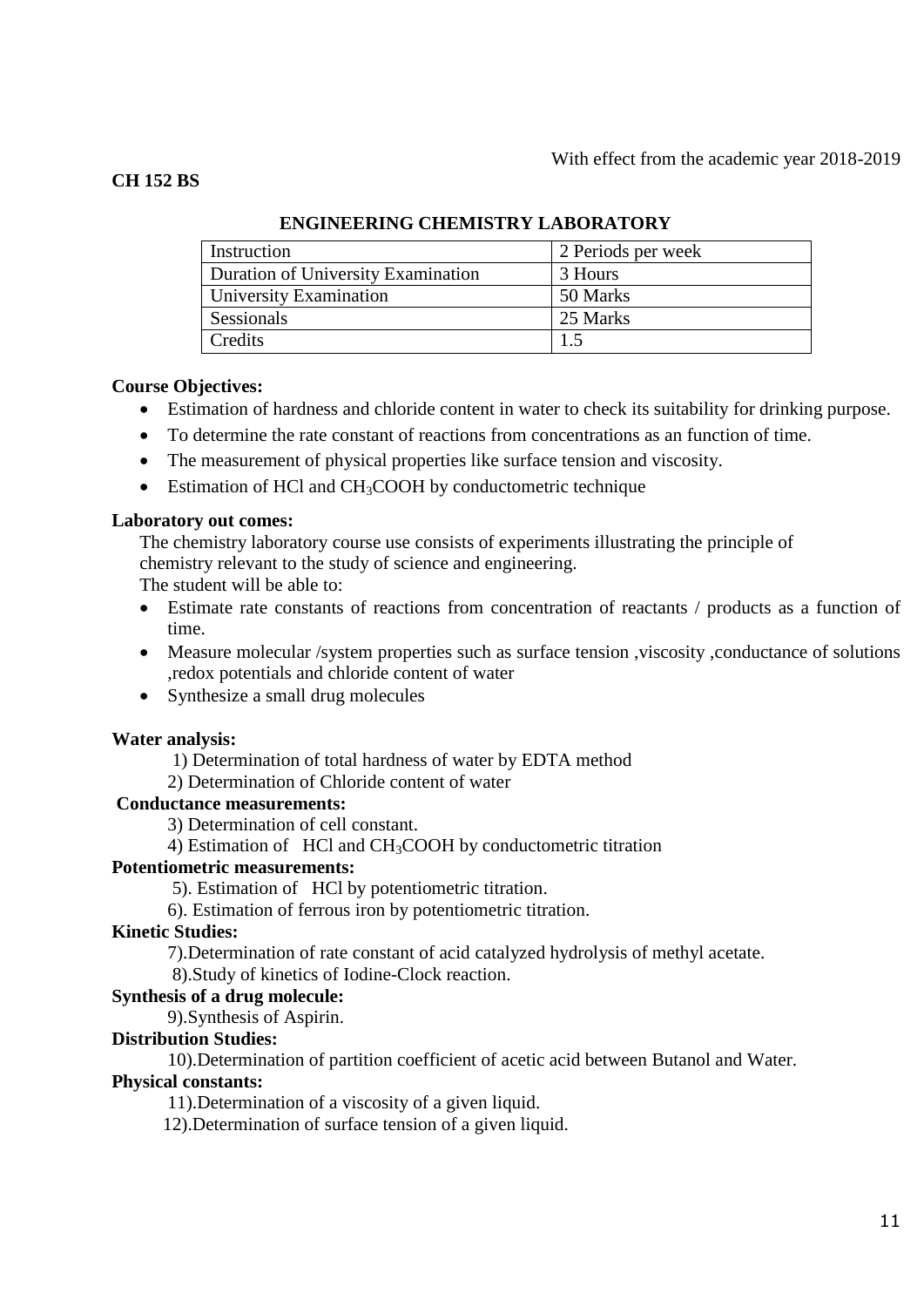With effect from the academic year 2018-2019

**CH 152 BS**

## ENGINEERING CHEMISTRY LABORATORY

| Instruction | 2 Periods per week |
|---|---|
| Duration of University Examination | 3 Hours |
| University Examination | 50 Marks |
| Sessionals | 25 Marks |
| Credits | 1.5 |

**Course Objectives:**

- Estimation of hardness and chloride content in water to check its suitability for drinking purpose.
- To determine the rate constant of reactions from concentrations as an function of time.
- The measurement of physical properties like surface tension and viscosity.
- Estimation of HCl and $CH_3COOH$ by conductometric technique

**Laboratory out comes:**

The chemistry laboratory course use consists of experiments illustrating the principle of chemistry relevant to the study of science and engineering.

The student will be able to:

- Estimate rate constants of reactions from concentration of reactants / products as a function of time.
- Measure molecular /system properties such as surface tension ,viscosity ,conductance of solutions ,redox potentials and chloride content of water
- Synthesize a small drug molecules

**Water analysis:**

1) Determination of total hardness of water by EDTA method

2) Determination of Chloride content of water

**Conductance measurements:**

3) Determination of cell constant.

4) Estimation of HCl and $CH_3COOH$ by conductometric titration

**Potentiometric measurements:**

5). Estimation of HCl by potentiometric titration.

6). Estimation of ferrous iron by potentiometric titration.

**Kinetic Studies:**

7).Determination of rate constant of acid catalyzed hydrolysis of methyl acetate.

8).Study of kinetics of Iodine-Clock reaction.

**Synthesis of a drug molecule:**

9).Synthesis of Aspirin.

**Distribution Studies:**

10).Determination of partition coefficient of acetic acid between Butanol and Water.

**Physical constants:**

11).Determination of a viscosity of a given liquid.

12).Determination of surface tension of a given liquid.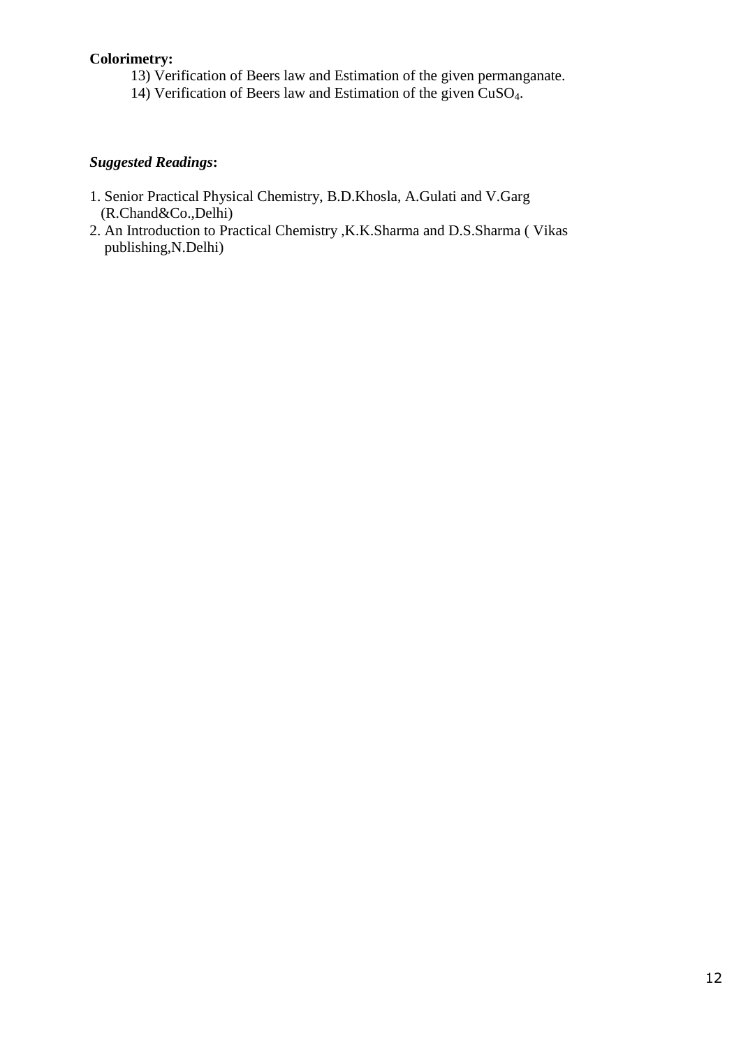**Colorimetry:**

13) Verification of Beers law and Estimation of the given permanganate.
14) Verification of Beers law and Estimation of the given $CuSO_4$.

***Suggested Readings*:**

1. Senior Practical Physical Chemistry, B.D.Khosla, A.Gulati and V.Garg (R.Chand&Co.,Delhi)
2. An Introduction to Practical Chemistry ,K.K.Sharma and D.S.Sharma ( Vikas publishing,N.Delhi)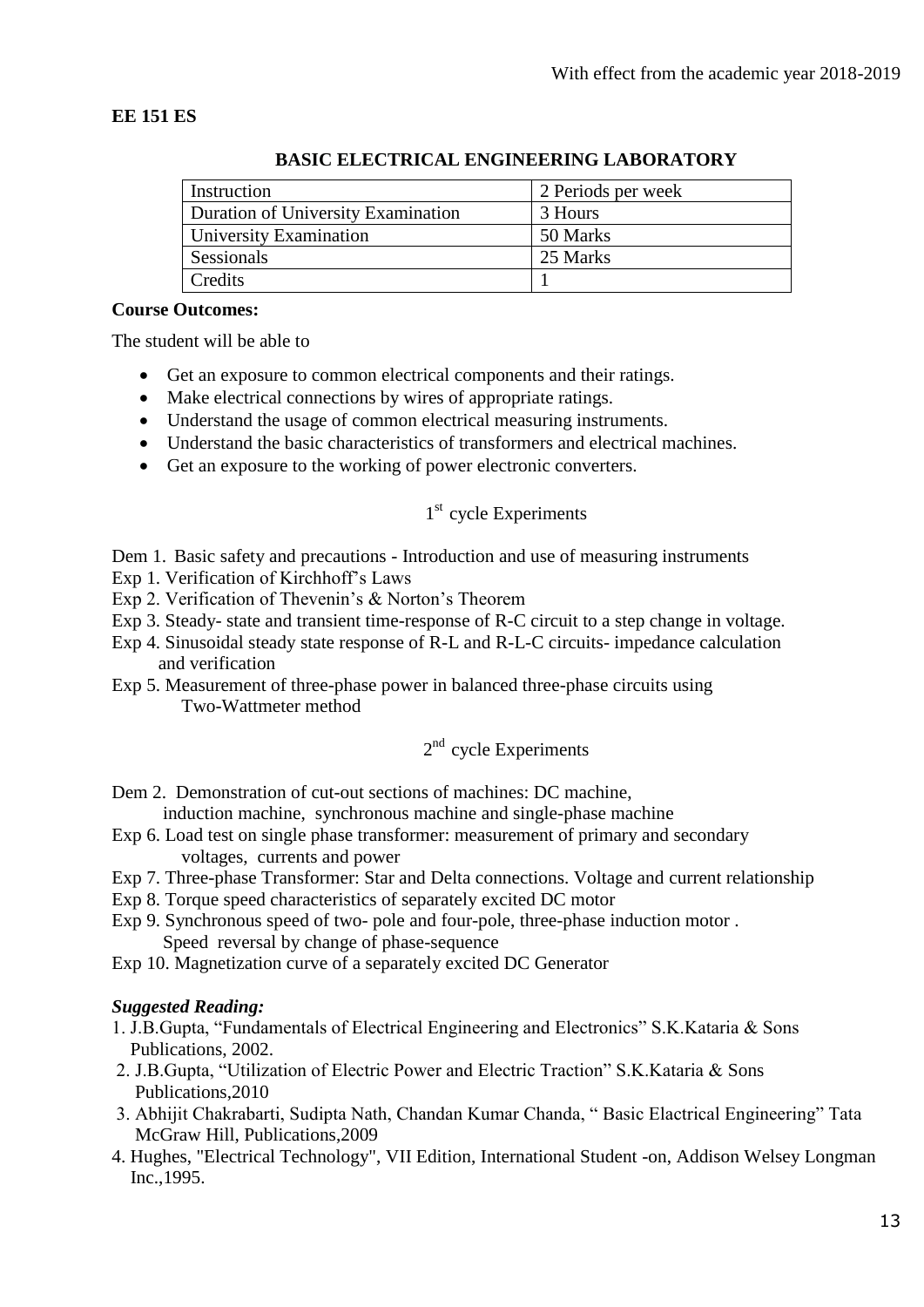With effect from the academic year 2018-2019

**EE 151 ES**

## BASIC ELECTRICAL ENGINEERING LABORATORY

| Instruction | 2 Periods per week |
|---|---|
| Duration of University Examination | 3 Hours |
| University Examination | 50 Marks |
| Sessionals | 25 Marks |
| Credits | 1 |

**Course Outcomes:**

The student will be able to

- Get an exposure to common electrical components and their ratings.
- Make electrical connections by wires of appropriate ratings.
- Understand the usage of common electrical measuring instruments.
- Understand the basic characteristics of transformers and electrical machines.
- Get an exposure to the working of power electronic converters.

### 1st cycle Experiments

Dem 1. Basic safety and precautions - Introduction and use of measuring instruments
Exp 1. Verification of Kirchhoff's Laws
Exp 2. Verification of Thevenin's & Norton's Theorem
Exp 3. Steady- state and transient time-response of R-C circuit to a step change in voltage.
Exp 4. Sinusoidal steady state response of R-L and R-L-C circuits- impedance calculation and verification
Exp 5. Measurement of three-phase power in balanced three-phase circuits using Two-Wattmeter method

### 2nd cycle Experiments

Dem 2. Demonstration of cut-out sections of machines: DC machine, induction machine, synchronous machine and single-phase machine
Exp 6. Load test on single phase transformer: measurement of primary and secondary voltages, currents and power
Exp 7. Three-phase Transformer: Star and Delta connections. Voltage and current relationship
Exp 8. Torque speed characteristics of separately excited DC motor
Exp 9. Synchronous speed of two- pole and four-pole, three-phase induction motor . Speed reversal by change of phase-sequence
Exp 10. Magnetization curve of a separately excited DC Generator

***Suggested Reading:***

1. J.B.Gupta, "Fundamentals of Electrical Engineering and Electronics" S.K.Kataria & Sons Publications, 2002.
2. J.B.Gupta, "Utilization of Electric Power and Electric Traction" S.K.Kataria & Sons Publications,2010
3. Abhijit Chakrabarti, Sudipta Nath, Chandan Kumar Chanda, " Basic Elactrical Engineering" Tata McGraw Hill, Publications,2009
4. Hughes, "Electrical Technology", VII Edition, International Student -on, Addison Welsey Longman Inc.,1995.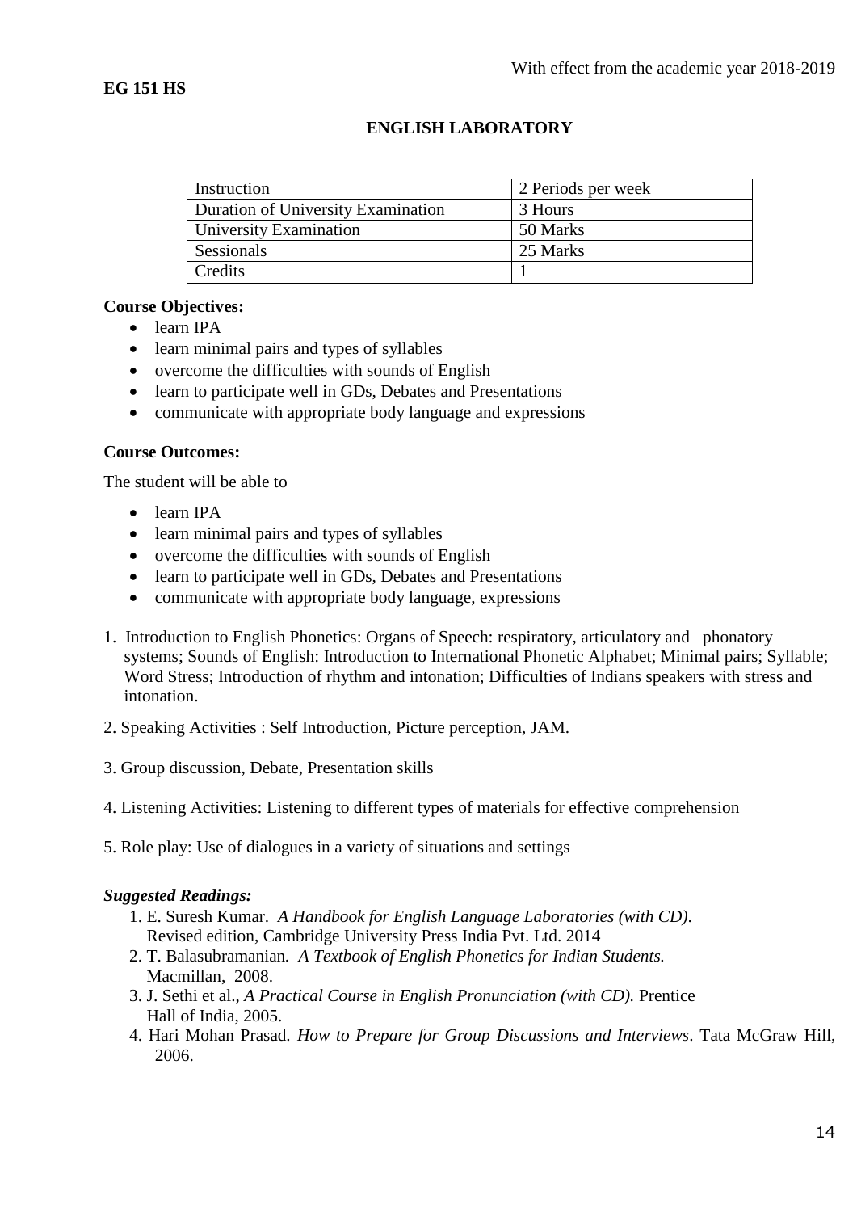With effect from the academic year 2018-2019

**EG 151 HS**

## ENGLISH LABORATORY

| Instruction | 2 Periods per week |
|---|---|
| Duration of University Examination | 3 Hours |
| University Examination | 50 Marks |
| Sessionals | 25 Marks |
| Credits | 1 |

**Course Objectives:**

- learn IPA
- learn minimal pairs and types of syllables
- overcome the difficulties with sounds of English
- learn to participate well in GDs, Debates and Presentations
- communicate with appropriate body language and expressions

**Course Outcomes:**

The student will be able to

- learn IPA
- learn minimal pairs and types of syllables
- overcome the difficulties with sounds of English
- learn to participate well in GDs, Debates and Presentations
- communicate with appropriate body language, expressions

1. Introduction to English Phonetics: Organs of Speech: respiratory, articulatory and phonatory systems; Sounds of English: Introduction to International Phonetic Alphabet; Minimal pairs; Syllable; Word Stress; Introduction of rhythm and intonation; Difficulties of Indians speakers with stress and intonation.
2. Speaking Activities : Self Introduction, Picture perception, JAM.
3. Group discussion, Debate, Presentation skills
4. Listening Activities: Listening to different types of materials for effective comprehension
5. Role play: Use of dialogues in a variety of situations and settings

***Suggested Readings:***

1. E. Suresh Kumar. *A Handbook for English Language Laboratories (with CD).* Revised edition, Cambridge University Press India Pvt. Ltd. 2014
2. T. Balasubramanian. *A Textbook of English Phonetics for Indian Students.* Macmillan, 2008.
3. J. Sethi et al., *A Practical Course in English Pronunciation (with CD).* Prentice Hall of India, 2005.
4. Hari Mohan Prasad. *How to Prepare for Group Discussions and Interviews*. Tata McGraw Hill, 2006.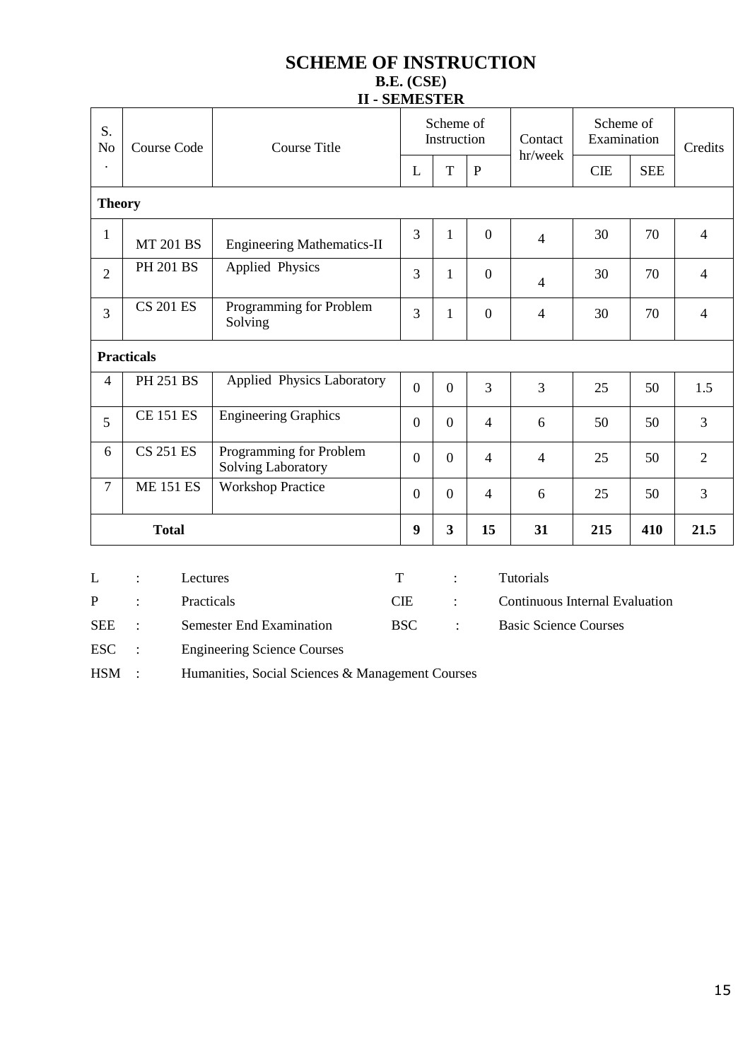# SCHEME OF INSTRUCTION

### B.E. (CSE)

### II - SEMESTER

| S. No. | Course Code | Course Title | Scheme of Instruction | | | Contact hr/week | Scheme of Examination | | Credits |
|---|---|---|---|---|---|---|---|---|---|
| | | | L | T | P | | CIE | SEE | |
| **Theory** | | | | | | | | | |
| 1 | MT 201 BS | Engineering Mathematics-II | 3 | 1 | 0 | 4 | 30 | 70 | 4 |
| 2 | PH 201 BS | Applied Physics | 3 | 1 | 0 | 4 | 30 | 70 | 4 |
| 3 | CS 201 ES | Programming for Problem Solving | 3 | 1 | 0 | 4 | 30 | 70 | 4 |
| **Practicals** | | | | | | | | | |
| 4 | PH 251 BS | Applied Physics Laboratory | 0 | 0 | 3 | 3 | 25 | 50 | 1.5 |
| 5 | CE 151 ES | Engineering Graphics | 0 | 0 | 4 | 6 | 50 | 50 | 3 |
| 6 | CS 251 ES | Programming for Problem Solving Laboratory | 0 | 0 | 4 | 4 | 25 | 50 | 2 |
| 7 | ME 151 ES | Workshop Practice | 0 | 0 | 4 | 6 | 25 | 50 | 3 |
| **Total** | | | **9** | **3** | **15** | **31** | **215** | **410** | **21.5** |

L : Lectures  
T : Tutorials  
P : Practicals  
CIE : Continuous Internal Evaluation  
SEE : Semester End Examination  
BSC : Basic Science Courses  
ESC : Engineering Science Courses  
HSM : Humanities, Social Sciences & Management Courses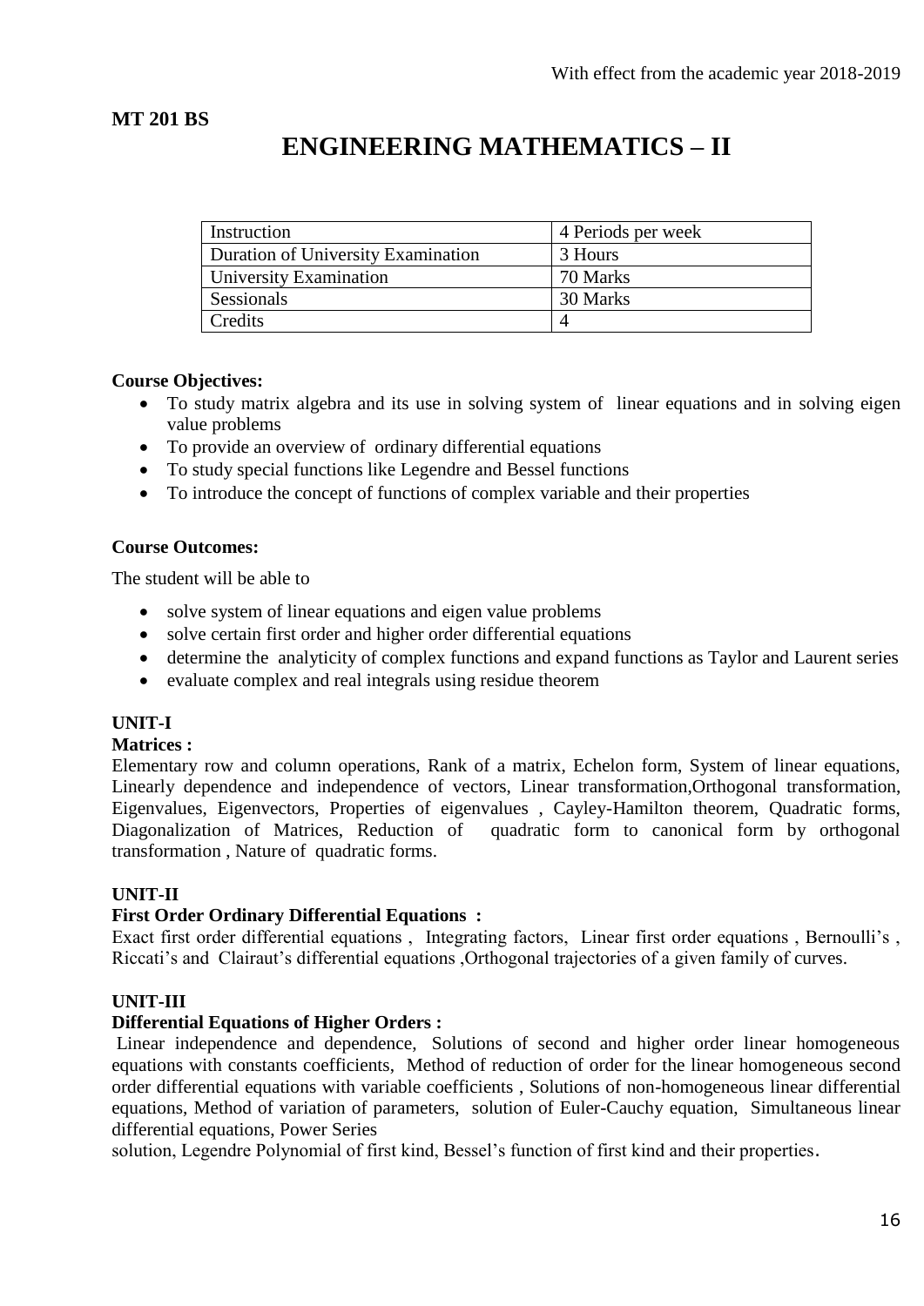With effect from the academic year 2018-2019

**MT 201 BS**

# ENGINEERING MATHEMATICS – II

| Instruction | 4 Periods per week |
|---|---|
| Duration of University Examination | 3 Hours |
| University Examination | 70 Marks |
| Sessionals | 30 Marks |
| Credits | 4 |

**Course Objectives:**

- To study matrix algebra and its use in solving system of linear equations and in solving eigen value problems
- To provide an overview of ordinary differential equations
- To study special functions like Legendre and Bessel functions
- To introduce the concept of functions of complex variable and their properties

**Course Outcomes:**

The student will be able to

- solve system of linear equations and eigen value problems
- solve certain first order and higher order differential equations
- determine the analyticity of complex functions and expand functions as Taylor and Laurent series
- evaluate complex and real integrals using residue theorem

**UNIT-I**

**Matrices :**

Elementary row and column operations, Rank of a matrix, Echelon form, System of linear equations, Linearly dependence and independence of vectors, Linear transformation,Orthogonal transformation, Eigenvalues, Eigenvectors, Properties of eigenvalues , Cayley-Hamilton theorem, Quadratic forms, Diagonalization of Matrices, Reduction of quadratic form to canonical form by orthogonal transformation , Nature of quadratic forms.

**UNIT-II**

**First Order Ordinary Differential Equations :**

Exact first order differential equations , Integrating factors, Linear first order equations , Bernoulli's , Riccati's and Clairaut's differential equations ,Orthogonal trajectories of a given family of curves.

**UNIT-III**

**Differential Equations of Higher Orders :**

Linear independence and dependence, Solutions of second and higher order linear homogeneous equations with constants coefficients, Method of reduction of order for the linear homogeneous second order differential equations with variable coefficients , Solutions of non-homogeneous linear differential equations, Method of variation of parameters, solution of Euler-Cauchy equation, Simultaneous linear differential equations, Power Series solution, Legendre Polynomial of first kind, Bessel's function of first kind and their properties.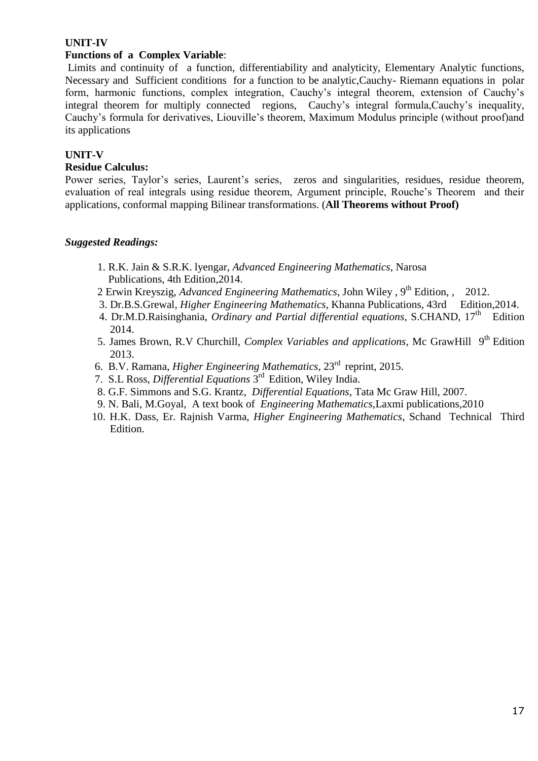**UNIT-IV**

**Functions of a Complex Variable**:

Limits and continuity of a function, differentiability and analyticity, Elementary Analytic functions, Necessary and Sufficient conditions for a function to be analytic,Cauchy- Riemann equations in polar form, harmonic functions, complex integration, Cauchy's integral theorem, extension of Cauchy's integral theorem for multiply connected regions, Cauchy's integral formula,Cauchy's inequality, Cauchy's formula for derivatives, Liouville's theorem, Maximum Modulus principle (without proof)and its applications

**UNIT-V**

**Residue Calculus:**

Power series, Taylor's series, Laurent's series, zeros and singularities, residues, residue theorem, evaluation of real integrals using residue theorem, Argument principle, Rouche's Theorem and their applications, conformal mapping Bilinear transformations. (**All Theorems without Proof)**

***Suggested Readings:***

1. R.K. Jain & S.R.K. lyengar, *Advanced Engineering Mathematics*, Narosa Publications, 4th Edition,2014.
2. Erwin Kreyszig, *Advanced Engineering Mathematics*, John Wiley , 9th Edition, , 2012.
3. Dr.B.S.Grewal, *Higher Engineering Mathematics*, Khanna Publications, 43rd Edition,2014.
4. Dr.M.D.Raisinghania, *Ordinary and Partial differential equations*, S.CHAND, 17th Edition 2014.
5. James Brown, R.V Churchill, *Complex Variables and applications*, Mc GrawHill 9th Edition 2013.
6. B.V. Ramana, *Higher Engineering Mathematics*, 23rd reprint, 2015.
7. S.L Ross, *Differential Equations* 3rd Edition, Wiley India.
8. G.F. Simmons and S.G. Krantz, *Differential Equations*, Tata Mc Graw Hill, 2007.
9. N. Bali, M.Goyal, A text book of *Engineering Mathematics*,Laxmi publications,2010
10. H.K. Dass, Er. Rajnish Varma, *Higher Engineering Mathematics*, Schand Technical Third Edition.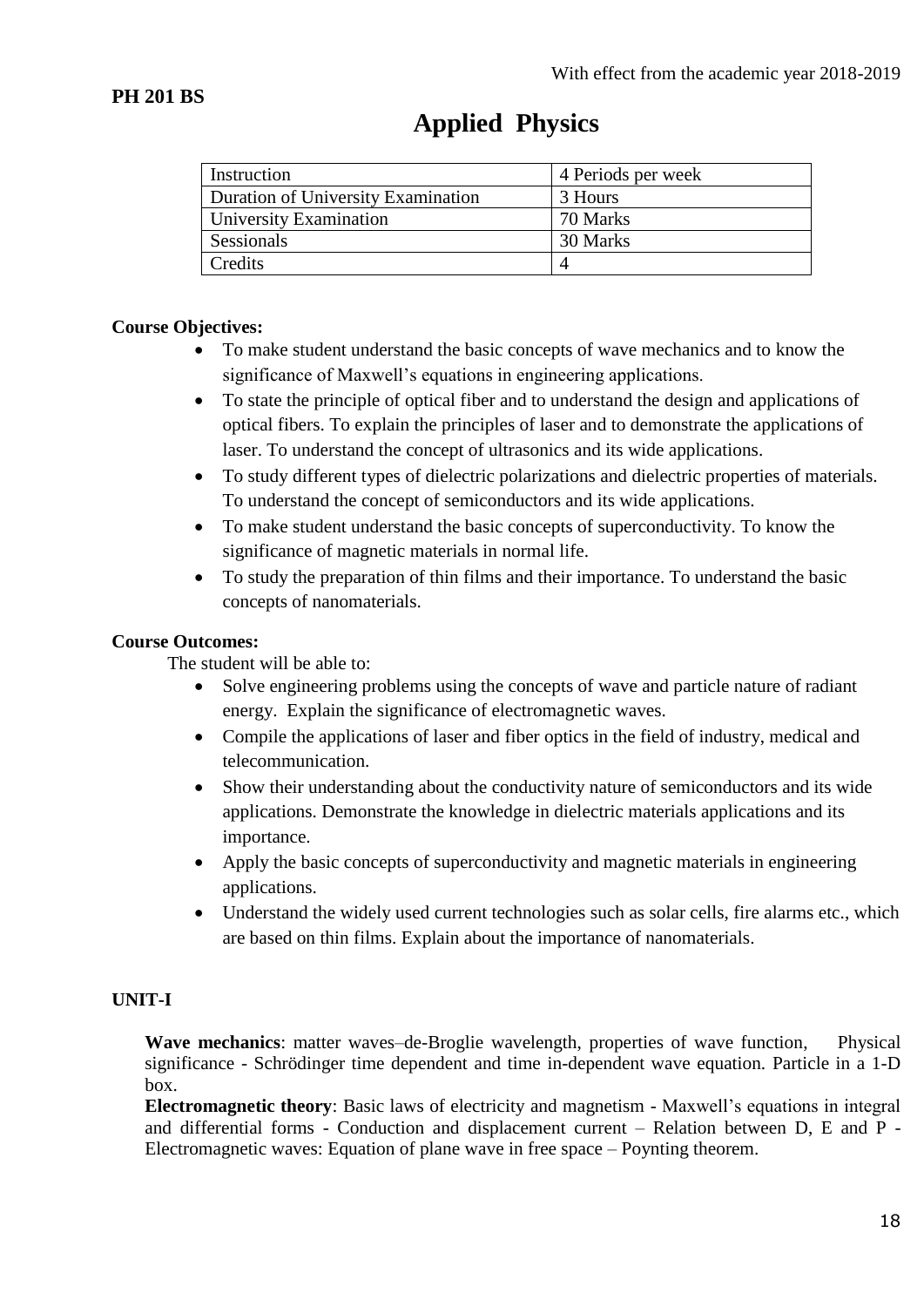**PH 201 BS**

With effect from the academic year 2018-2019

# Applied Physics

| Instruction | 4 Periods per week |
|---|---|
| Duration of University Examination | 3 Hours |
| University Examination | 70 Marks |
| Sessionals | 30 Marks |
| Credits | 4 |

**Course Objectives:**

- To make student understand the basic concepts of wave mechanics and to know the significance of Maxwell's equations in engineering applications.
- To state the principle of optical fiber and to understand the design and applications of optical fibers. To explain the principles of laser and to demonstrate the applications of laser. To understand the concept of ultrasonics and its wide applications.
- To study different types of dielectric polarizations and dielectric properties of materials. To understand the concept of semiconductors and its wide applications.
- To make student understand the basic concepts of superconductivity. To know the significance of magnetic materials in normal life.
- To study the preparation of thin films and their importance. To understand the basic concepts of nanomaterials.

**Course Outcomes:**

The student will be able to:

- Solve engineering problems using the concepts of wave and particle nature of radiant energy. Explain the significance of electromagnetic waves.
- Compile the applications of laser and fiber optics in the field of industry, medical and telecommunication.
- Show their understanding about the conductivity nature of semiconductors and its wide applications. Demonstrate the knowledge in dielectric materials applications and its importance.
- Apply the basic concepts of superconductivity and magnetic materials in engineering applications.
- Understand the widely used current technologies such as solar cells, fire alarms etc., which are based on thin films. Explain about the importance of nanomaterials.

**UNIT-I**

**Wave mechanics**: matter waves–de-Broglie wavelength, properties of wave function, Physical significance - Schrödinger time dependent and time in-dependent wave equation. Particle in a 1-D box.

**Electromagnetic theory**: Basic laws of electricity and magnetism - Maxwell's equations in integral and differential forms - Conduction and displacement current – Relation between D, E and P - Electromagnetic waves: Equation of plane wave in free space – Poynting theorem.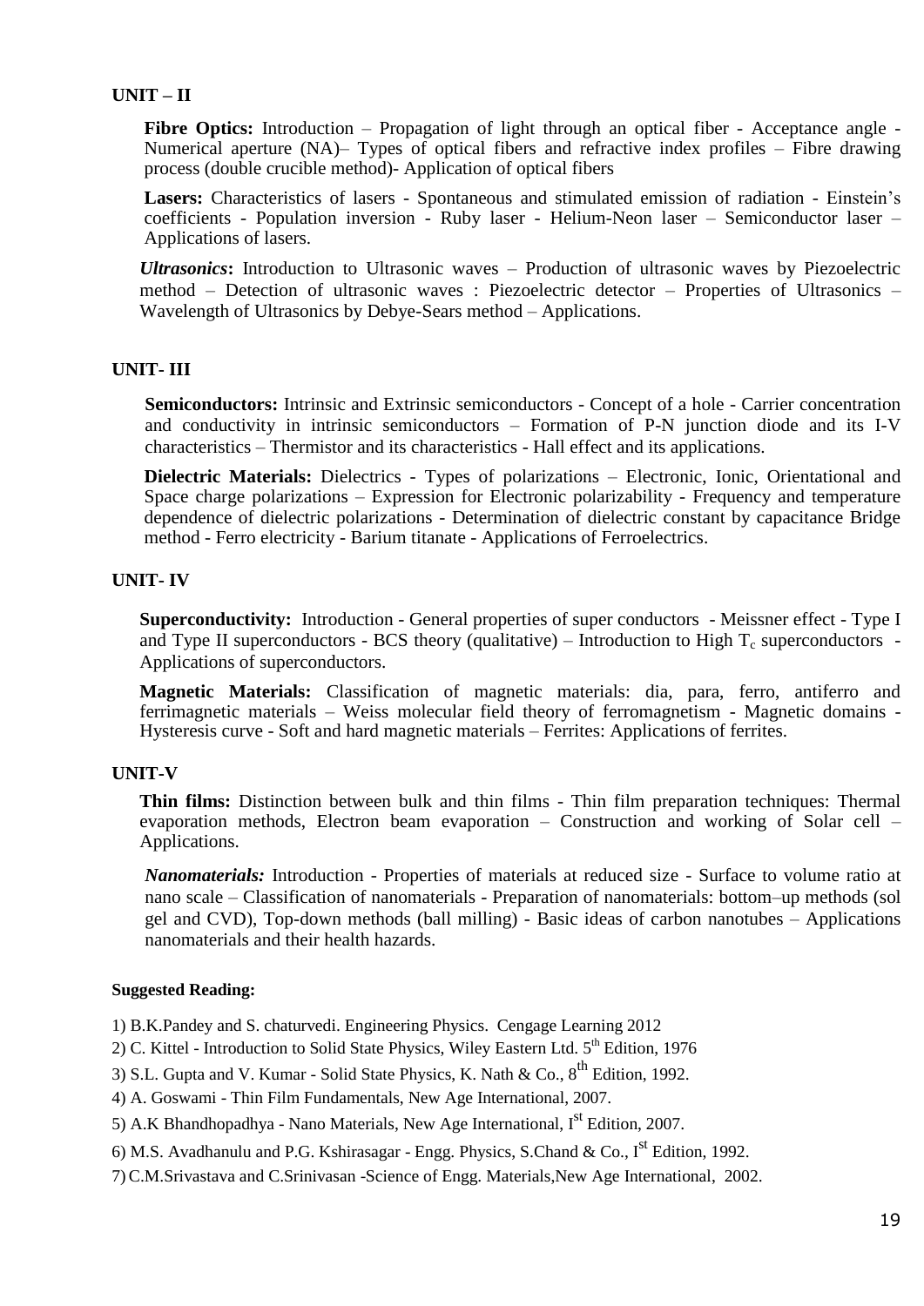## UNIT – II

**Fibre Optics:** Introduction – Propagation of light through an optical fiber - Acceptance angle - Numerical aperture (NA)– Types of optical fibers and refractive index profiles – Fibre drawing process (double crucible method)- Application of optical fibers

**Lasers:** Characteristics of lasers - Spontaneous and stimulated emission of radiation - Einstein's coefficients - Population inversion - Ruby laser - Helium-Neon laser – Semiconductor laser – Applications of lasers.

***Ultrasonics*:** Introduction to Ultrasonic waves – Production of ultrasonic waves by Piezoelectric method – Detection of ultrasonic waves : Piezoelectric detector – Properties of Ultrasonics – Wavelength of Ultrasonics by Debye-Sears method – Applications.

## UNIT- III

**Semiconductors:** Intrinsic and Extrinsic semiconductors - Concept of a hole - Carrier concentration and conductivity in intrinsic semiconductors – Formation of P-N junction diode and its I-V characteristics – Thermistor and its characteristics - Hall effect and its applications.

**Dielectric Materials:** Dielectrics - Types of polarizations – Electronic, Ionic, Orientational and Space charge polarizations – Expression for Electronic polarizability - Frequency and temperature dependence of dielectric polarizations - Determination of dielectric constant by capacitance Bridge method - Ferro electricity - Barium titanate - Applications of Ferroelectrics.

## UNIT- IV

**Superconductivity:** Introduction - General properties of super conductors - Meissner effect - Type I and Type II superconductors - BCS theory (qualitative) – Introduction to High $T_c$ superconductors - Applications of superconductors.

**Magnetic Materials:** Classification of magnetic materials: dia, para, ferro, antiferro and ferrimagnetic materials – Weiss molecular field theory of ferromagnetism - Magnetic domains - Hysteresis curve - Soft and hard magnetic materials – Ferrites: Applications of ferrites.

## UNIT-V

**Thin films:** Distinction between bulk and thin films - Thin film preparation techniques: Thermal evaporation methods, Electron beam evaporation – Construction and working of Solar cell – Applications.

***Nanomaterials:*** Introduction - Properties of materials at reduced size - Surface to volume ratio at nano scale – Classification of nanomaterials - Preparation of nanomaterials: bottom–up methods (sol gel and CVD), Top-down methods (ball milling) - Basic ideas of carbon nanotubes – Applications nanomaterials and their health hazards.

**Suggested Reading:**

1) B.K.Pandey and S. chaturvedi. Engineering Physics. Cengage Learning 2012
2) C. Kittel - Introduction to Solid State Physics, Wiley Eastern Ltd. 5th Edition, 1976
3) S.L. Gupta and V. Kumar - Solid State Physics, K. Nath & Co., 8th Edition, 1992.
4) A. Goswami - Thin Film Fundamentals, New Age International, 2007.
5) A.K Bhandhopadhya - Nano Materials, New Age International, Ist Edition, 2007.
6) M.S. Avadhanulu and P.G. Kshirasagar - Engg. Physics, S.Chand & Co., Ist Edition, 1992.
7) C.M.Srivastava and C.Srinivasan -Science of Engg. Materials,New Age International, 2002.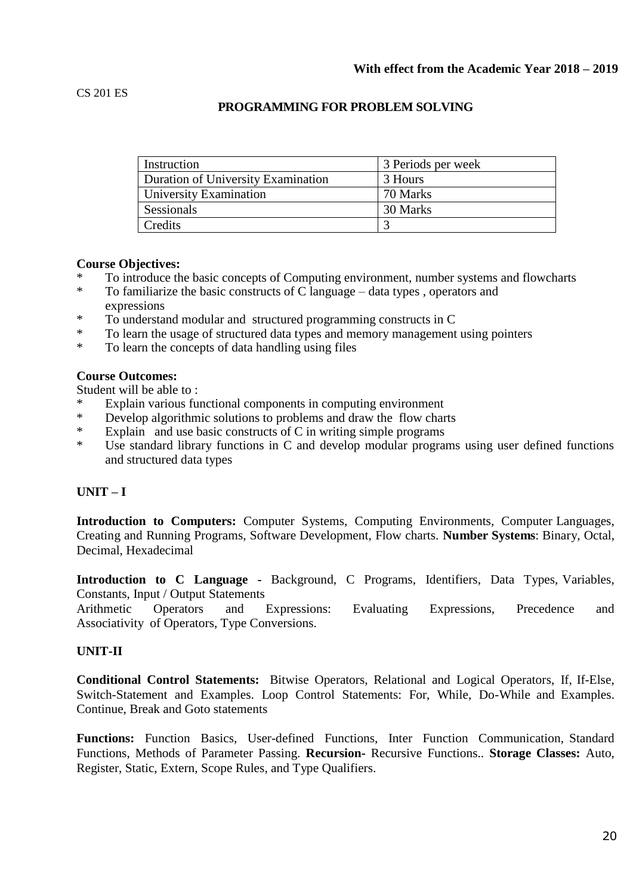**With effect from the Academic Year 2018 – 2019**

CS 201 ES

## PROGRAMMING FOR PROBLEM SOLVING

| Instruction | 3 Periods per week |
|---|---|
| Duration of University Examination | 3 Hours |
| University Examination | 70 Marks |
| Sessionals | 30 Marks |
| Credits | 3 |

**Course Objectives:**

* To introduce the basic concepts of Computing environment, number systems and flowcharts
* To familiarize the basic constructs of C language – data types , operators and expressions
* To understand modular and structured programming constructs in C
* To learn the usage of structured data types and memory management using pointers
* To learn the concepts of data handling using files

**Course Outcomes:**

Student will be able to :

* Explain various functional components in computing environment
* Develop algorithmic solutions to problems and draw the flow charts
* Explain and use basic constructs of C in writing simple programs
* Use standard library functions in C and develop modular programs using user defined functions and structured data types

### UNIT – I

**Introduction to Computers:** Computer Systems, Computing Environments, Computer Languages, Creating and Running Programs, Software Development, Flow charts. **Number Systems**: Binary, Octal, Decimal, Hexadecimal

**Introduction to C Language -** Background, C Programs, Identifiers, Data Types, Variables, Constants, Input / Output Statements
Arithmetic Operators and Expressions: Evaluating Expressions, Precedence and Associativity of Operators, Type Conversions.

### UNIT-II

**Conditional Control Statements:** Bitwise Operators, Relational and Logical Operators, If, If-Else, Switch-Statement and Examples. Loop Control Statements: For, While, Do-While and Examples. Continue, Break and Goto statements

**Functions:** Function Basics, User-defined Functions, Inter Function Communication, Standard Functions, Methods of Parameter Passing. **Recursion-** Recursive Functions.. **Storage Classes:** Auto, Register, Static, Extern, Scope Rules, and Type Qualifiers.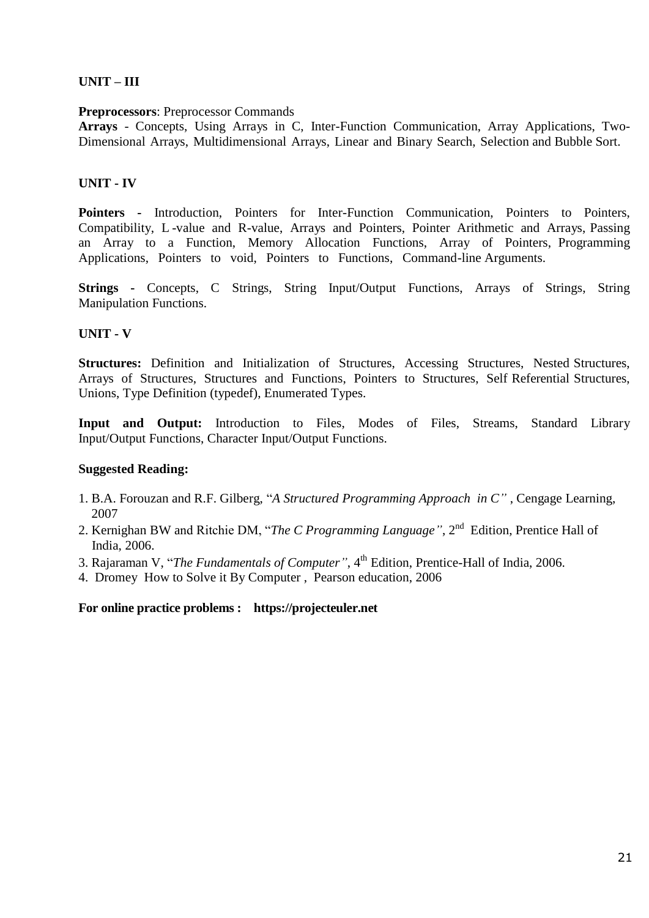**UNIT – III**

**Preprocessors**: Preprocessor Commands

**Arrays** - Concepts, Using Arrays in C, Inter-Function Communication, Array Applications, Two-Dimensional Arrays, Multidimensional Arrays, Linear and Binary Search, Selection and Bubble Sort.

**UNIT - IV**

**Pointers -** Introduction, Pointers for Inter-Function Communication, Pointers to Pointers, Compatibility, L -value and R-value, Arrays and Pointers, Pointer Arithmetic and Arrays, Passing an Array to a Function, Memory Allocation Functions, Array of Pointers, Programming Applications, Pointers to void, Pointers to Functions, Command-line Arguments.

**Strings -** Concepts, C Strings, String Input/Output Functions, Arrays of Strings, String Manipulation Functions.

**UNIT - V**

**Structures:** Definition and Initialization of Structures, Accessing Structures, Nested Structures, Arrays of Structures, Structures and Functions, Pointers to Structures, Self Referential Structures, Unions, Type Definition (typedef), Enumerated Types.

**Input and Output:** Introduction to Files, Modes of Files, Streams, Standard Library Input/Output Functions, Character Input/Output Functions.

**Suggested Reading:**

1. B.A. Forouzan and R.F. Gilberg, "*A Structured Programming Approach in C"* , Cengage Learning, 2007
2. Kernighan BW and Ritchie DM, "*The C Programming Language"*, 2nd Edition, Prentice Hall of India, 2006.
3. Rajaraman V, "*The Fundamentals of Computer"*, 4th Edition, Prentice-Hall of India, 2006.
4. Dromey How to Solve it By Computer , Pearson education, 2006

**For online practice problems : https://projecteuler.net**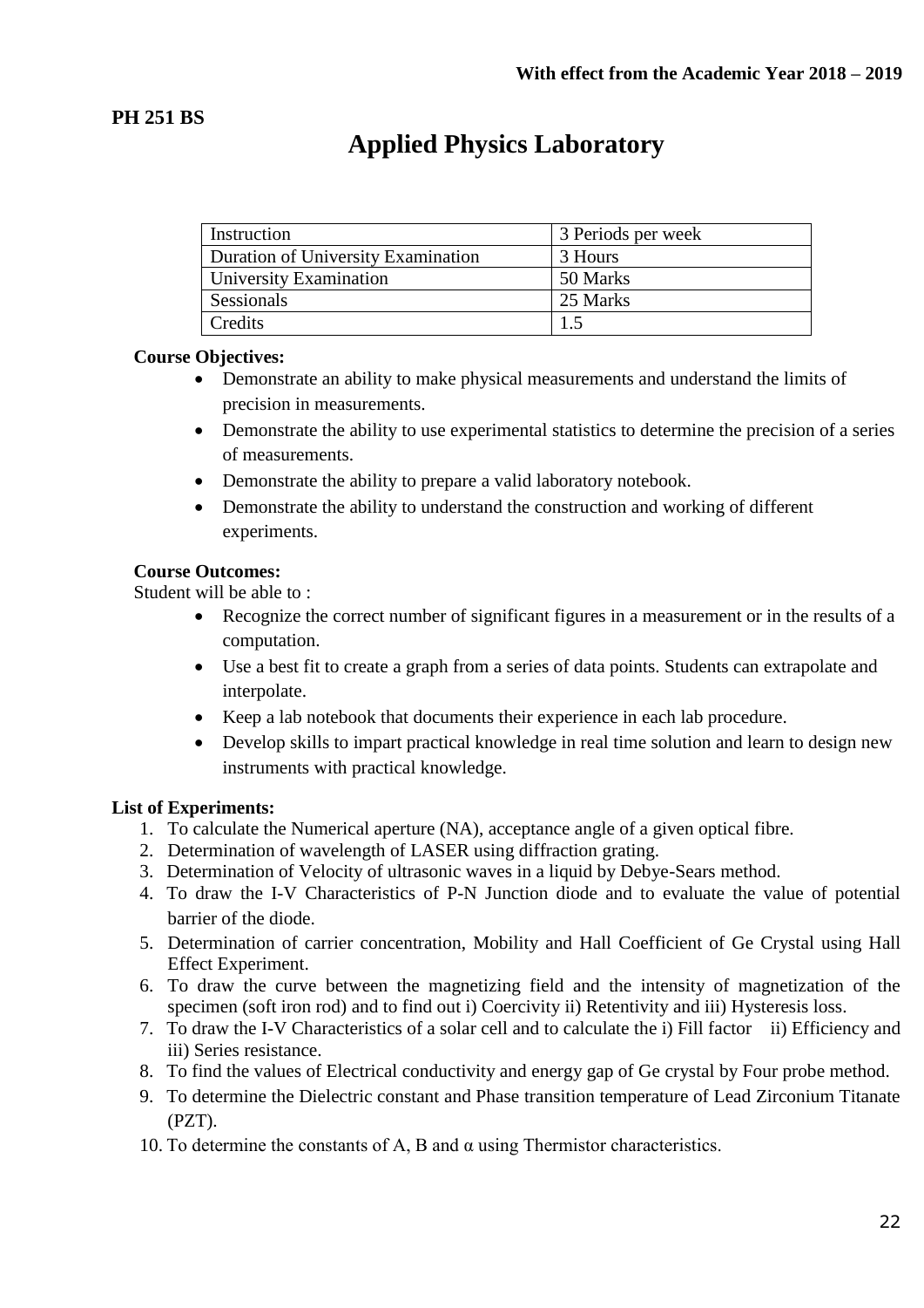With effect from the Academic Year 2018 – 2019

**PH 251 BS**

# Applied Physics Laboratory

| Instruction | 3 Periods per week |
|---|---|
| Duration of University Examination | 3 Hours |
| University Examination | 50 Marks |
| Sessionals | 25 Marks |
| Credits | 1.5 |

**Course Objectives:**

- Demonstrate an ability to make physical measurements and understand the limits of precision in measurements.
- Demonstrate the ability to use experimental statistics to determine the precision of a series of measurements.
- Demonstrate the ability to prepare a valid laboratory notebook.
- Demonstrate the ability to understand the construction and working of different experiments.

**Course Outcomes:**

Student will be able to :

- Recognize the correct number of significant figures in a measurement or in the results of a computation.
- Use a best fit to create a graph from a series of data points. Students can extrapolate and interpolate.
- Keep a lab notebook that documents their experience in each lab procedure.
- Develop skills to impart practical knowledge in real time solution and learn to design new instruments with practical knowledge.

**List of Experiments:**

1. To calculate the Numerical aperture (NA), acceptance angle of a given optical fibre.
2. Determination of wavelength of LASER using diffraction grating.
3. Determination of Velocity of ultrasonic waves in a liquid by Debye-Sears method.
4. To draw the I-V Characteristics of P-N Junction diode and to evaluate the value of potential barrier of the diode.
5. Determination of carrier concentration, Mobility and Hall Coefficient of Ge Crystal using Hall Effect Experiment.
6. To draw the curve between the magnetizing field and the intensity of magnetization of the specimen (soft iron rod) and to find out i) Coercivity ii) Retentivity and iii) Hysteresis loss.
7. To draw the I-V Characteristics of a solar cell and to calculate the i) Fill factor ii) Efficiency and iii) Series resistance.
8. To find the values of Electrical conductivity and energy gap of Ge crystal by Four probe method.
9. To determine the Dielectric constant and Phase transition temperature of Lead Zirconium Titanate (PZT).
10. To determine the constants of A, B and $\alpha$ using Thermistor characteristics.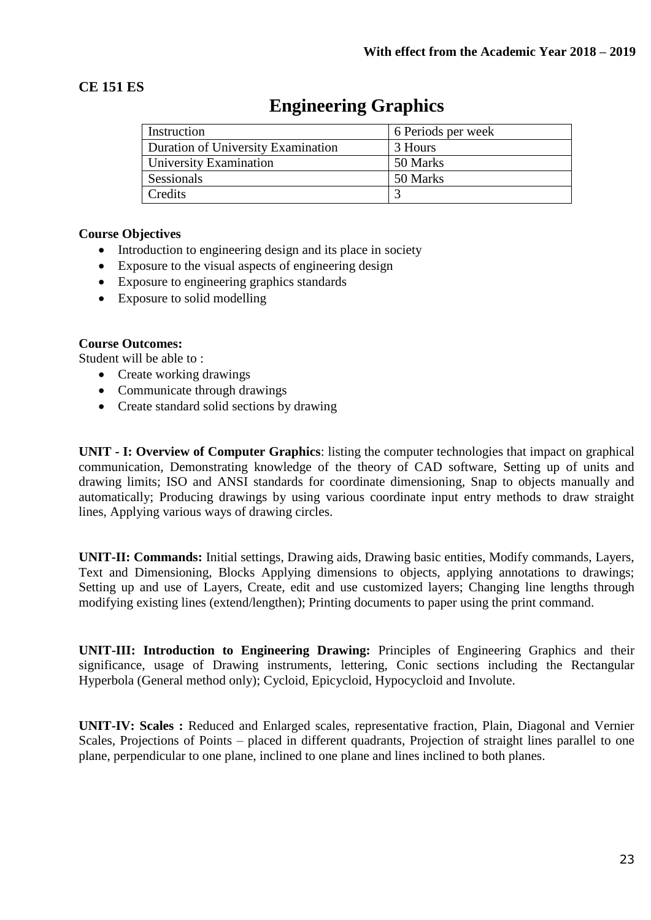**With effect from the Academic Year 2018 – 2019**

**CE 151 ES**

# Engineering Graphics

| Instruction | 6 Periods per week |
|---|---|
| Duration of University Examination | 3 Hours |
| University Examination | 50 Marks |
| Sessionals | 50 Marks |
| Credits | 3 |

**Course Objectives**

- Introduction to engineering design and its place in society
- Exposure to the visual aspects of engineering design
- Exposure to engineering graphics standards
- Exposure to solid modelling

**Course Outcomes:**

Student will be able to :

- Create working drawings
- Communicate through drawings
- Create standard solid sections by drawing

**UNIT - I: Overview of Computer Graphics**: listing the computer technologies that impact on graphical communication, Demonstrating knowledge of the theory of CAD software, Setting up of units and drawing limits; ISO and ANSI standards for coordinate dimensioning, Snap to objects manually and automatically; Producing drawings by using various coordinate input entry methods to draw straight lines, Applying various ways of drawing circles.

**UNIT-II: Commands:** Initial settings, Drawing aids, Drawing basic entities, Modify commands, Layers, Text and Dimensioning, Blocks Applying dimensions to objects, applying annotations to drawings; Setting up and use of Layers, Create, edit and use customized layers; Changing line lengths through modifying existing lines (extend/lengthen); Printing documents to paper using the print command.

**UNIT-III: Introduction to Engineering Drawing:** Principles of Engineering Graphics and their significance, usage of Drawing instruments, lettering, Conic sections including the Rectangular Hyperbola (General method only); Cycloid, Epicycloid, Hypocycloid and Involute.

**UNIT-IV: Scales :** Reduced and Enlarged scales, representative fraction, Plain, Diagonal and Vernier Scales, Projections of Points – placed in different quadrants, Projection of straight lines parallel to one plane, perpendicular to one plane, inclined to one plane and lines inclined to both planes.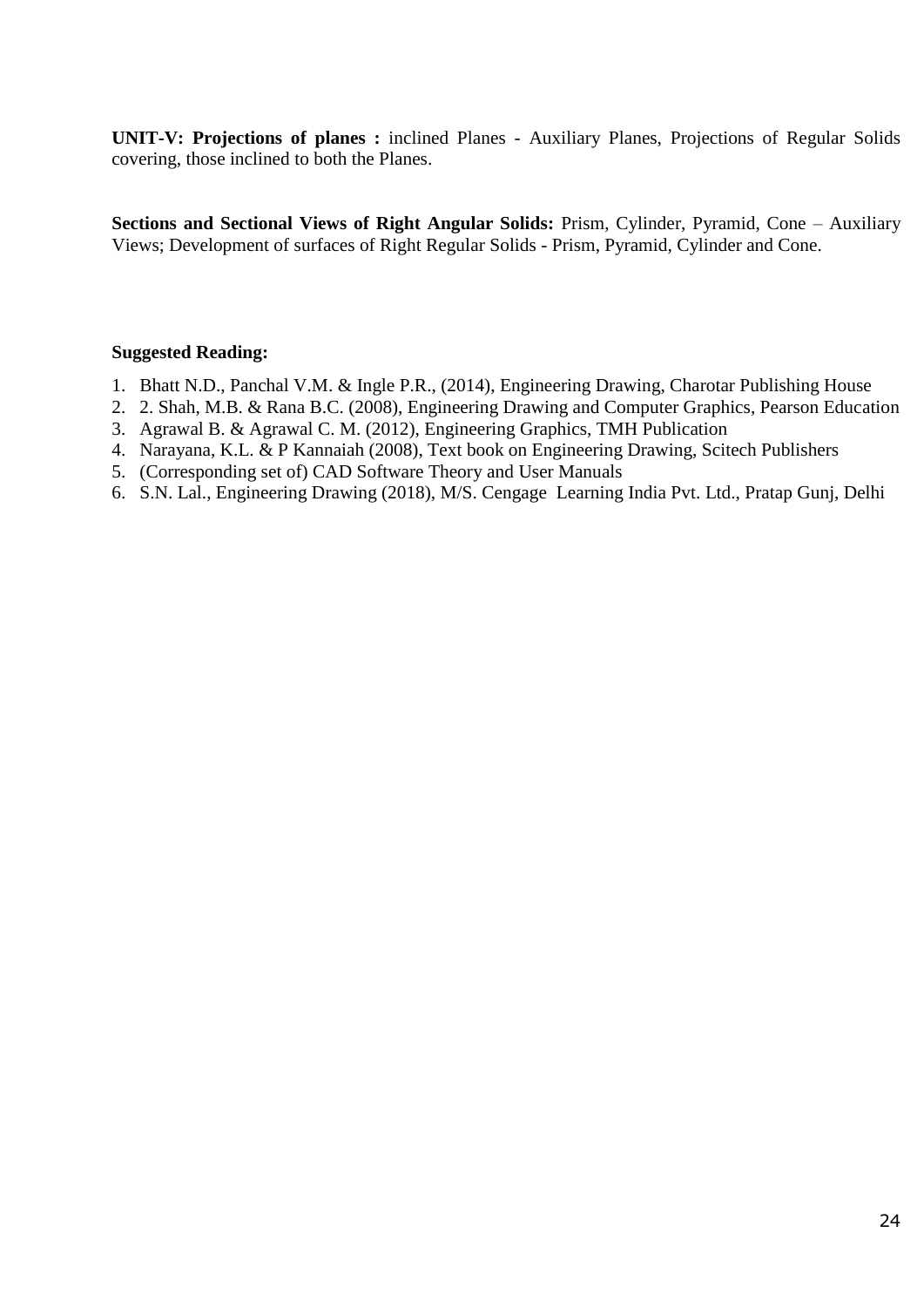**UNIT-V: Projections of planes :** inclined Planes - Auxiliary Planes, Projections of Regular Solids covering, those inclined to both the Planes.

**Sections and Sectional Views of Right Angular Solids:** Prism, Cylinder, Pyramid, Cone – Auxiliary Views; Development of surfaces of Right Regular Solids - Prism, Pyramid, Cylinder and Cone.

**Suggested Reading:**

1. Bhatt N.D., Panchal V.M. & Ingle P.R., (2014), Engineering Drawing, Charotar Publishing House
2. 2. Shah, M.B. & Rana B.C. (2008), Engineering Drawing and Computer Graphics, Pearson Education
3. Agrawal B. & Agrawal C. M. (2012), Engineering Graphics, TMH Publication
4. Narayana, K.L. & P Kannaiah (2008), Text book on Engineering Drawing, Scitech Publishers
5. (Corresponding set of) CAD Software Theory and User Manuals
6. S.N. Lal., Engineering Drawing (2018), M/S. Cengage Learning India Pvt. Ltd., Pratap Gunj, Delhi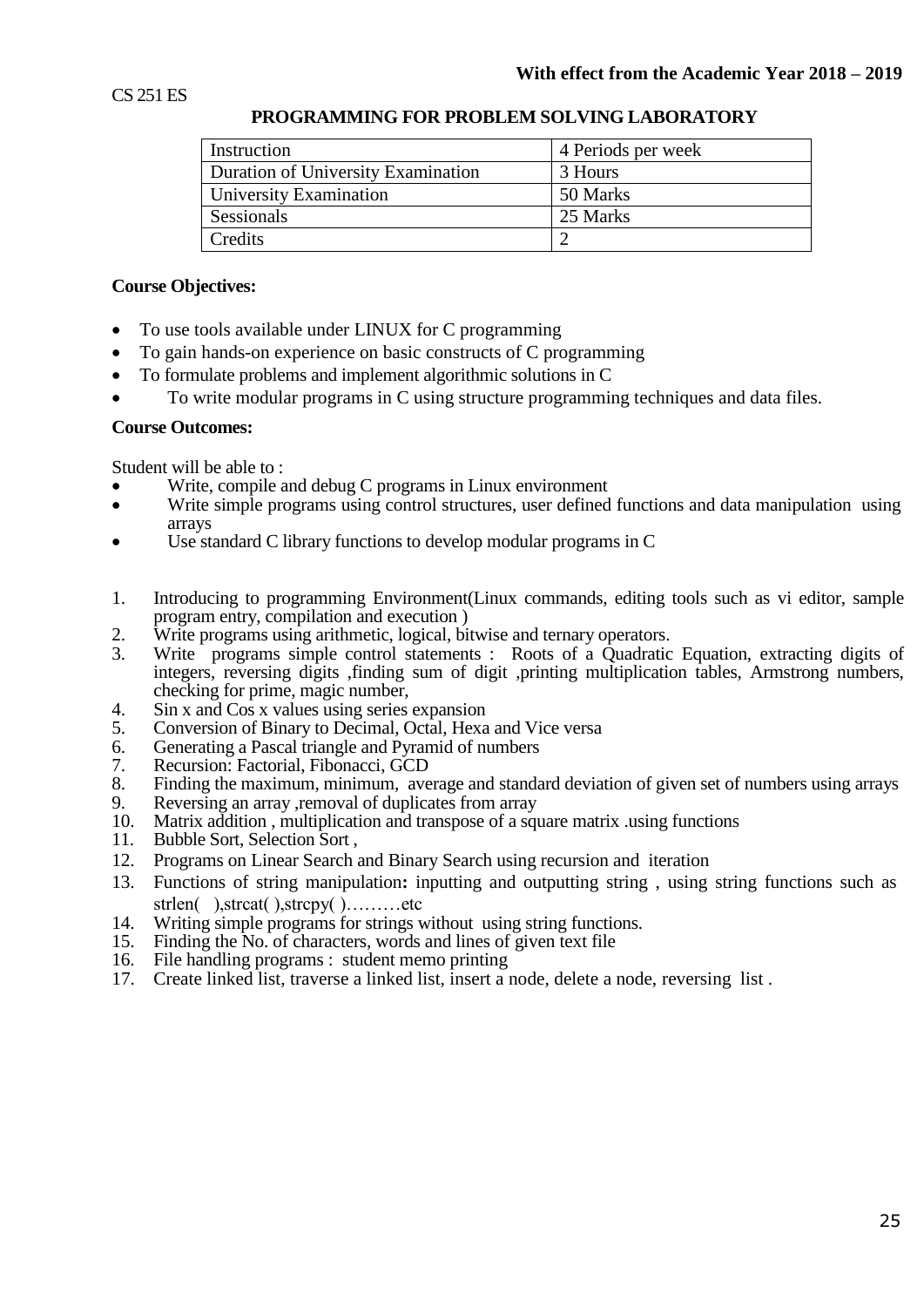**With effect from the Academic Year 2018 – 2019**

CS 251 ES

## PROGRAMMING FOR PROBLEM SOLVING LABORATORY

| Instruction | 4 Periods per week |
|---|---|
| Duration of University Examination | 3 Hours |
| University Examination | 50 Marks |
| Sessionals | 25 Marks |
| Credits | 2 |

**Course Objectives:**

- To use tools available under LINUX for C programming
- To gain hands-on experience on basic constructs of C programming
- To formulate problems and implement algorithmic solutions in C
- To write modular programs in C using structure programming techniques and data files.

**Course Outcomes:**

Student will be able to :

- Write, compile and debug C programs in Linux environment
- Write simple programs using control structures, user defined functions and data manipulation using arrays
- Use standard C library functions to develop modular programs in C

1. Introducing to programming Environment(Linux commands, editing tools such as vi editor, sample program entry, compilation and execution )
2. Write programs using arithmetic, logical, bitwise and ternary operators.
3. Write programs simple control statements : Roots of a Quadratic Equation, extracting digits of integers, reversing digits ,finding sum of digit ,printing multiplication tables, Armstrong numbers, checking for prime, magic number,
4. Sin x and Cos x values using series expansion
5. Conversion of Binary to Decimal, Octal, Hexa and Vice versa
6. Generating a Pascal triangle and Pyramid of numbers
7. Recursion: Factorial, Fibonacci, GCD
8. Finding the maximum, minimum, average and standard deviation of given set of numbers using arrays
9. Reversing an array ,removal of duplicates from array
10. Matrix addition , multiplication and transpose of a square matrix .using functions
11. Bubble Sort, Selection Sort ,
12. Programs on Linear Search and Binary Search using recursion and iteration
13. Functions of string manipulation**:** inputting and outputting string , using string functions such as strlen( ),strcat( ),strcpy( )………etc
14. Writing simple programs for strings without using string functions.
15. Finding the No. of characters, words and lines of given text file
16. File handling programs : student memo printing
17. Create linked list, traverse a linked list, insert a node, delete a node, reversing list .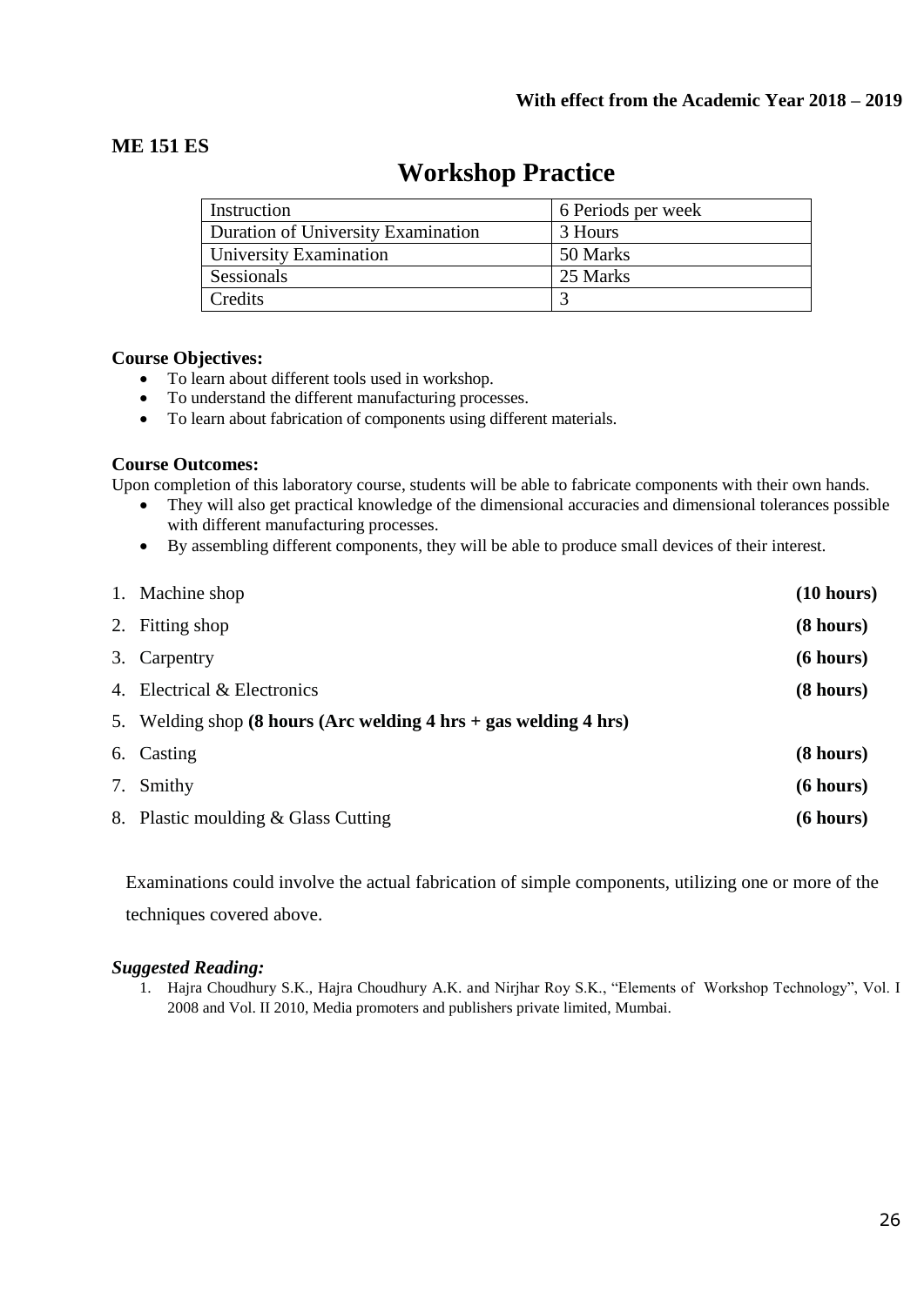**With effect from the Academic Year 2018 – 2019**

**ME 151 ES**

# Workshop Practice

| | |
|---|---|
| Instruction | 6 Periods per week |
| Duration of University Examination | 3 Hours |
| University Examination | 50 Marks |
| Sessionals | 25 Marks |
| Credits | 3 |

**Course Objectives:**

- To learn about different tools used in workshop.
- To understand the different manufacturing processes.
- To learn about fabrication of components using different materials.

**Course Outcomes:**

Upon completion of this laboratory course, students will be able to fabricate components with their own hands.

- They will also get practical knowledge of the dimensional accuracies and dimensional tolerances possible with different manufacturing processes.
- By assembling different components, they will be able to produce small devices of their interest.

1. Machine shop **(10 hours)**
2. Fitting shop **(8 hours)**
3. Carpentry **(6 hours)**
4. Electrical & Electronics **(8 hours)**
5. Welding shop **(8 hours (Arc welding 4 hrs + gas welding 4 hrs)**
6. Casting **(8 hours)**
7. Smithy **(6 hours)**
8. Plastic moulding & Glass Cutting **(6 hours)**

Examinations could involve the actual fabrication of simple components, utilizing one or more of the techniques covered above.

***Suggested Reading:***

1. Hajra Choudhury S.K., Hajra Choudhury A.K. and Nirjhar Roy S.K., "Elements of Workshop Technology", Vol. I 2008 and Vol. II 2010, Media promoters and publishers private limited, Mumbai.